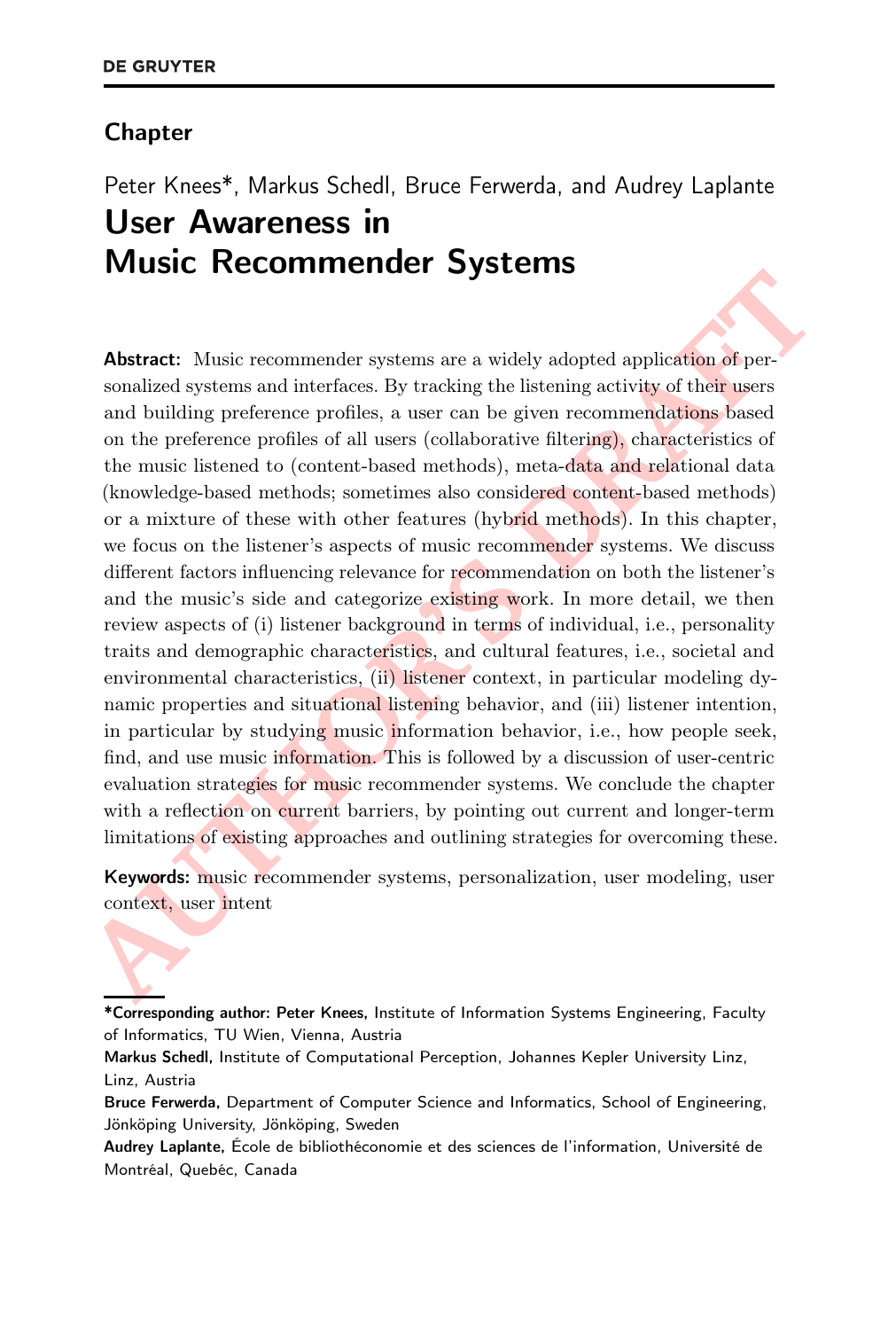**DE GRUYTER**

## Chapter

Peter Knees*, Markus Schedl, Bruce Ferwerda, and Audrey Laplante

# User Awareness in Music Recommender Systems

**Abstract:** Music recommender systems are a widely adopted application of personalized systems and interfaces. By tracking the listening activity of their users and building preference profiles, a user can be given recommendations based on the preference profiles of all users (collaborative filtering), characteristics of the music listened to (content-based methods), meta-data and relational data (knowledge-based methods; sometimes also considered content-based methods) or a mixture of these with other features (hybrid methods). In this chapter, we focus on the listener's aspects of music recommender systems. We discuss different factors influencing relevance for recommendation on both the listener's and the music's side and categorize existing work. In more detail, we then review aspects of (i) listener background in terms of individual, i.e., personality traits and demographic characteristics, and cultural features, i.e., societal and environmental characteristics, (ii) listener context, in particular modeling dynamic properties and situational listening behavior, and (iii) listener intention, in particular by studying music information behavior, i.e., how people seek, find, and use music information. This is followed by a discussion of user-centric evaluation strategies for music recommender systems. We conclude the chapter with a reflection on current barriers, by pointing out current and longer-term limitations of existing approaches and outlining strategies for overcoming these.

**Keywords:** music recommender systems, personalization, user modeling, user context, user intent

---

***Corresponding author: Peter Knees,** Institute of Information Systems Engineering, Faculty of Informatics, TU Wien, Vienna, Austria

**Markus Schedl,** Institute of Computational Perception, Johannes Kepler University Linz, Linz, Austria

**Bruce Ferwerda,** Department of Computer Science and Informatics, School of Engineering, Jönköping University, Jönköping, Sweden

**Audrey Laplante,** École de bibliothéconomie et des sciences de l'information, Université de Montréal, Quebéc, Canada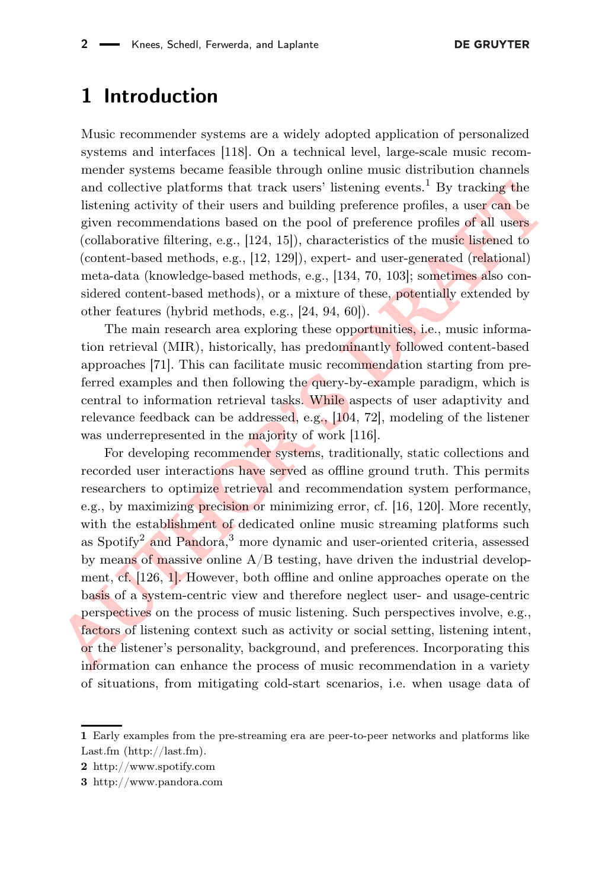# 1 Introduction

Music recommender systems are a widely adopted application of personalized systems and interfaces [118]. On a technical level, large-scale music recommender systems became feasible through online music distribution channels and collective platforms that track users' listening events.[1] By tracking the listening activity of their users and building preference profiles, a user can be given recommendations based on the pool of preference profiles of all users (collaborative filtering, e.g., [124, 15]), characteristics of the music listened to (content-based methods, e.g., [12, 129]), expert- and user-generated (relational) meta-data (knowledge-based methods, e.g., [134, 70, 103]; sometimes also considered content-based methods), or a mixture of these, potentially extended by other features (hybrid methods, e.g., [24, 94, 60]).

The main research area exploring these opportunities, i.e., music information retrieval (MIR), historically, has predominantly followed content-based approaches [71]. This can facilitate music recommendation starting from preferred examples and then following the query-by-example paradigm, which is central to information retrieval tasks. While aspects of user adaptivity and relevance feedback can be addressed, e.g., [104, 72], modeling of the listener was underrepresented in the majority of work [116].

For developing recommender systems, traditionally, static collections and recorded user interactions have served as offline ground truth. This permits researchers to optimize retrieval and recommendation system performance, e.g., by maximizing precision or minimizing error, cf. [16, 120]. More recently, with the establishment of dedicated online music streaming platforms such as Spotify[2] and Pandora,[3] more dynamic and user-oriented criteria, assessed by means of massive online A/B testing, have driven the industrial development, cf. [126, 1]. However, both offline and online approaches operate on the basis of a system-centric view and therefore neglect user- and usage-centric perspectives on the process of music listening. Such perspectives involve, e.g., factors of listening context such as activity or social setting, listening intent, or the listener's personality, background, and preferences. Incorporating this information can enhance the process of music recommendation in a variety of situations, from mitigating cold-start scenarios, i.e. when usage data of

---

1 Early examples from the pre-streaming era are peer-to-peer networks and platforms like Last.fm (http://last.fm).

2 http://www.spotify.com

3 http://www.pandora.com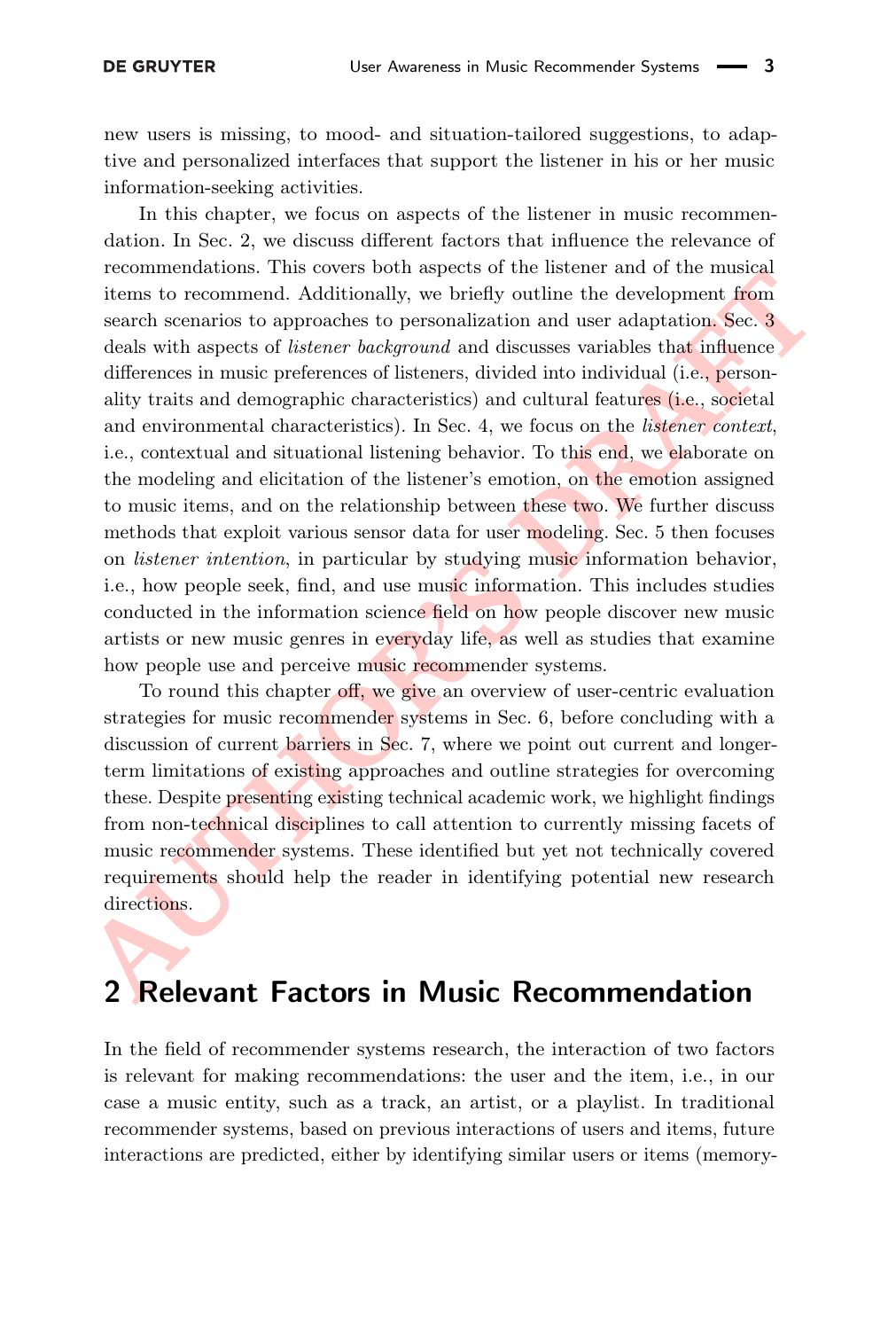new users is missing, to mood- and situation-tailored suggestions, to adaptive and personalized interfaces that support the listener in his or her music information-seeking activities.

In this chapter, we focus on aspects of the listener in music recommendation. In Sec. 2, we discuss different factors that influence the relevance of recommendations. This covers both aspects of the listener and of the musical items to recommend. Additionally, we briefly outline the development from search scenarios to approaches to personalization and user adaptation. Sec. 3 deals with aspects of *listener background* and discusses variables that influence differences in music preferences of listeners, divided into individual (i.e., personality traits and demographic characteristics) and cultural features (i.e., societal and environmental characteristics). In Sec. 4, we focus on the *listener context*, i.e., contextual and situational listening behavior. To this end, we elaborate on the modeling and elicitation of the listener's emotion, on the emotion assigned to music items, and on the relationship between these two. We further discuss methods that exploit various sensor data for user modeling. Sec. 5 then focuses on *listener intention*, in particular by studying music information behavior, i.e., how people seek, find, and use music information. This includes studies conducted in the information science field on how people discover new music artists or new music genres in everyday life, as well as studies that examine how people use and perceive music recommender systems.

To round this chapter off, we give an overview of user-centric evaluation strategies for music recommender systems in Sec. 6, before concluding with a discussion of current barriers in Sec. 7, where we point out current and longer-term limitations of existing approaches and outline strategies for overcoming these. Despite presenting existing technical academic work, we highlight findings from non-technical disciplines to call attention to currently missing facets of music recommender systems. These identified but yet not technically covered requirements should help the reader in identifying potential new research directions.

## 2 Relevant Factors in Music Recommendation

In the field of recommender systems research, the interaction of two factors is relevant for making recommendations: the user and the item, i.e., in our case a music entity, such as a track, an artist, or a playlist. In traditional recommender systems, based on previous interactions of users and items, future interactions are predicted, either by identifying similar users or items (memory-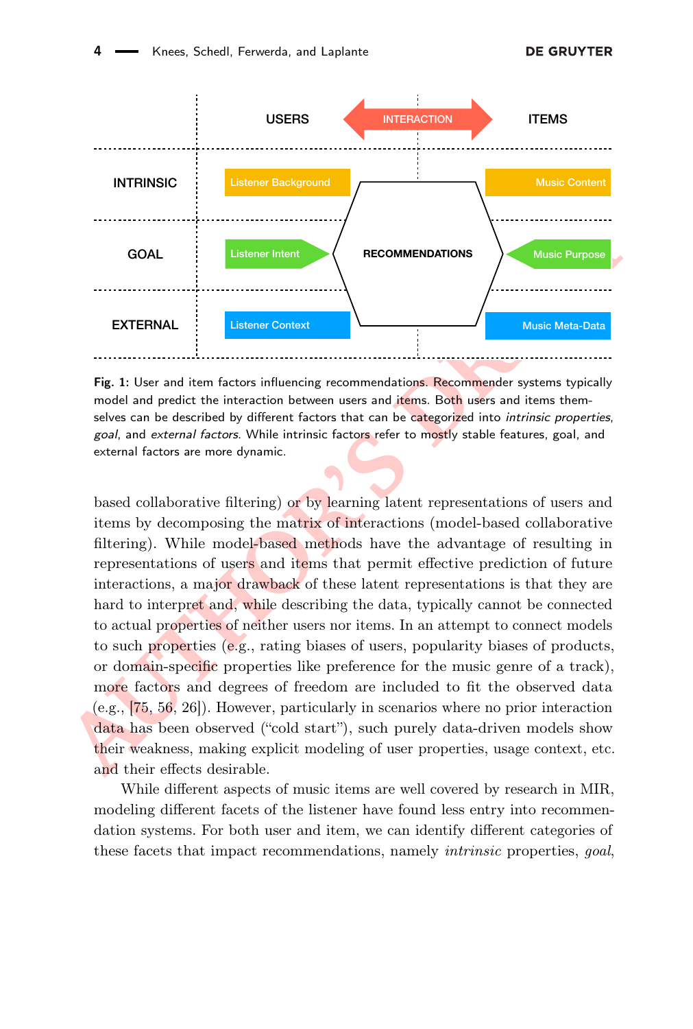**Fig. 1:** User and item factors influencing recommendations. Recommender systems typically model and predict the interaction between users and items. Both users and items themselves can be described by different factors that can be categorized into *intrinsic properties*, *goal*, and *external factors*. While intrinsic factors refer to mostly stable features, goal, and external factors are more dynamic.

based collaborative filtering) or by learning latent representations of users and items by decomposing the matrix of interactions (model-based collaborative filtering). While model-based methods have the advantage of resulting in representations of users and items that permit effective prediction of future interactions, a major drawback of these latent representations is that they are hard to interpret and, while describing the data, typically cannot be connected to actual properties of neither users nor items. In an attempt to connect models to such properties (e.g., rating biases of users, popularity biases of products, or domain-specific properties like preference for the music genre of a track), more factors and degrees of freedom are included to fit the observed data (e.g., [75, 56, 26]). However, particularly in scenarios where no prior interaction data has been observed ("cold start"), such purely data-driven models show their weakness, making explicit modeling of user properties, usage context, etc. and their effects desirable.

While different aspects of music items are well covered by research in MIR, modeling different facets of the listener have found less entry into recommendation systems. For both user and item, we can identify different categories of these facets that impact recommendations, namely *intrinsic* properties, *goal*,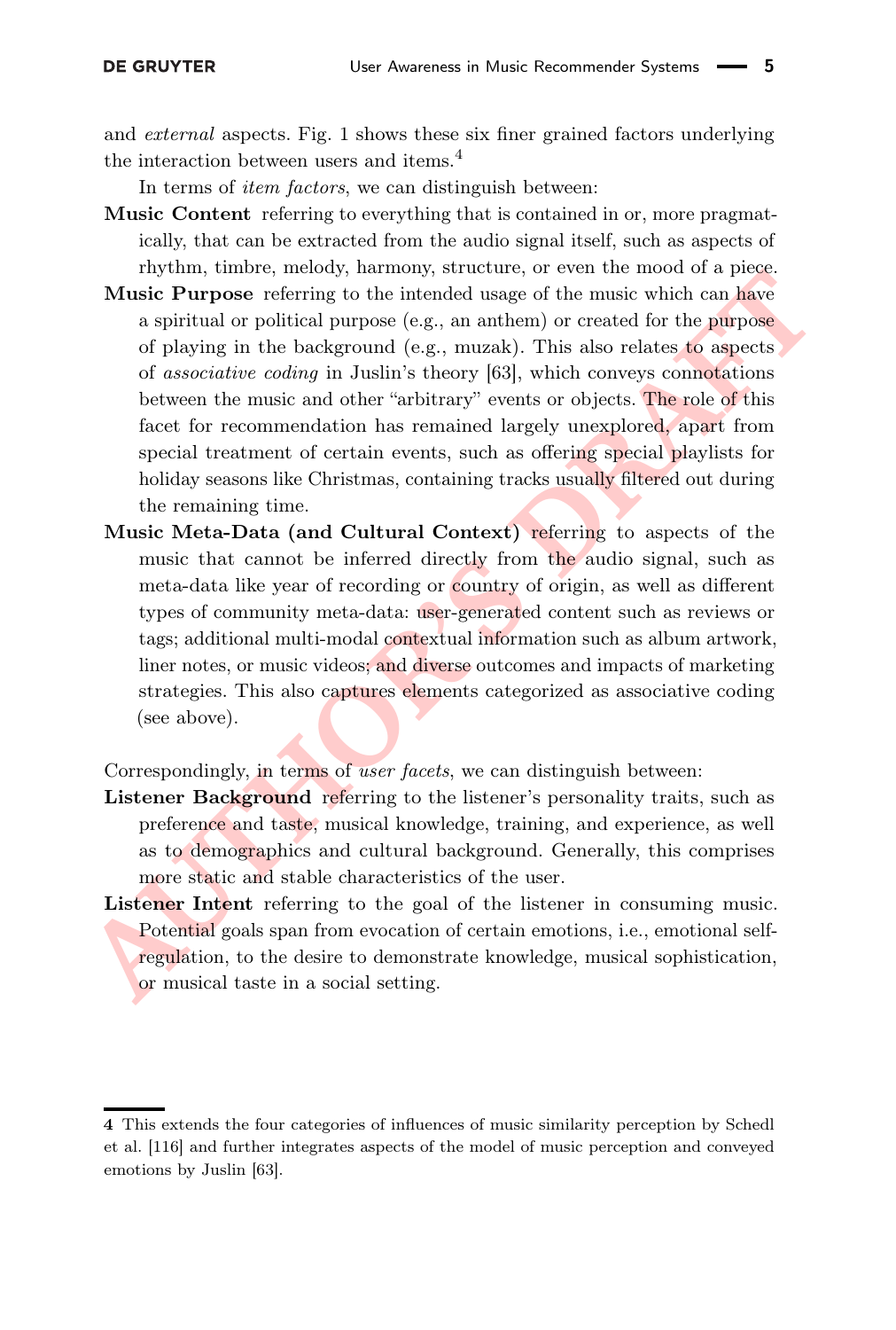and *external* aspects. Fig. 1 shows these six finer grained factors underlying the interaction between users and items.[4]

In terms of *item factors*, we can distinguish between:

**Music Content** referring to everything that is contained in or, more pragmatically, that can be extracted from the audio signal itself, such as aspects of rhythm, timbre, melody, harmony, structure, or even the mood of a piece.

**Music Purpose** referring to the intended usage of the music which can have a spiritual or political purpose (e.g., an anthem) or created for the purpose of playing in the background (e.g., muzak). This also relates to aspects of *associative coding* in Juslin's theory [63], which conveys connotations between the music and other "arbitrary" events or objects. The role of this facet for recommendation has remained largely unexplored, apart from special treatment of certain events, such as offering special playlists for holiday seasons like Christmas, containing tracks usually filtered out during the remaining time.

**Music Meta-Data (and Cultural Context)** referring to aspects of the music that cannot be inferred directly from the audio signal, such as meta-data like year of recording or country of origin, as well as different types of community meta-data: user-generated content such as reviews or tags; additional multi-modal contextual information such as album artwork, liner notes, or music videos; and diverse outcomes and impacts of marketing strategies. This also captures elements categorized as associative coding (see above).

Correspondingly, in terms of *user facets*, we can distinguish between:

**Listener Background** referring to the listener's personality traits, such as preference and taste, musical knowledge, training, and experience, as well as to demographics and cultural background. Generally, this comprises more static and stable characteristics of the user.

**Listener Intent** referring to the goal of the listener in consuming music. Potential goals span from evocation of certain emotions, i.e., emotional self-regulation, to the desire to demonstrate knowledge, musical sophistication, or musical taste in a social setting.

---

4 This extends the four categories of influences of music similarity perception by Schedl et al. [116] and further integrates aspects of the model of music perception and conveyed emotions by Juslin [63].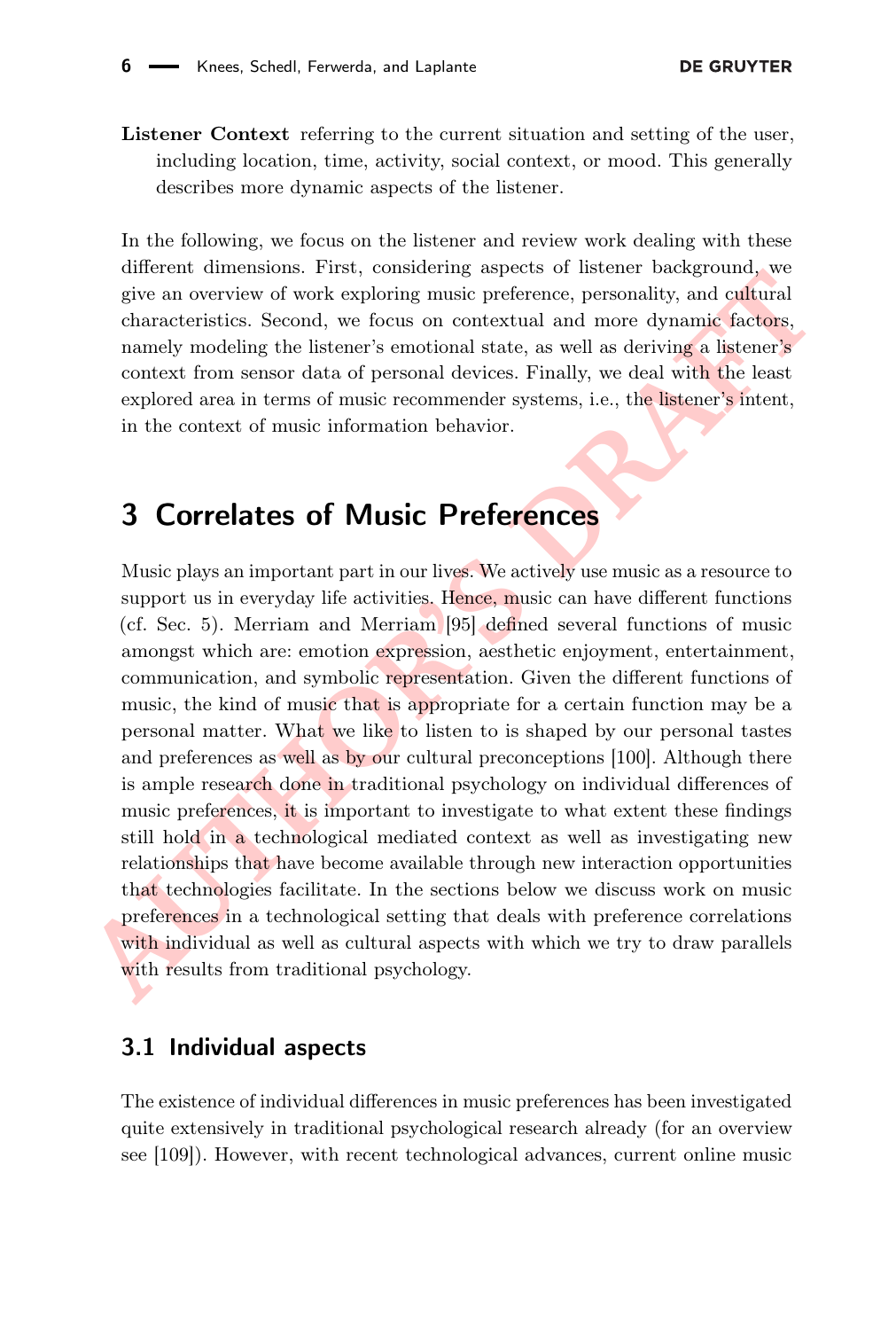**Listener Context** referring to the current situation and setting of the user, including location, time, activity, social context, or mood. This generally describes more dynamic aspects of the listener.

In the following, we focus on the listener and review work dealing with these different dimensions. First, considering aspects of listener background, we give an overview of work exploring music preference, personality, and cultural characteristics. Second, we focus on contextual and more dynamic factors, namely modeling the listener's emotional state, as well as deriving a listener's context from sensor data of personal devices. Finally, we deal with the least explored area in terms of music recommender systems, i.e., the listener's intent, in the context of music information behavior.

# 3 Correlates of Music Preferences

Music plays an important part in our lives. We actively use music as a resource to support us in everyday life activities. Hence, music can have different functions (cf. Sec. 5). Merriam and Merriam [95] defined several functions of music amongst which are: emotion expression, aesthetic enjoyment, entertainment, communication, and symbolic representation. Given the different functions of music, the kind of music that is appropriate for a certain function may be a personal matter. What we like to listen to is shaped by our personal tastes and preferences as well as by our cultural preconceptions [100]. Although there is ample research done in traditional psychology on individual differences of music preferences, it is important to investigate to what extent these findings still hold in a technological mediated context as well as investigating new relationships that have become available through new interaction opportunities that technologies facilitate. In the sections below we discuss work on music preferences in a technological setting that deals with preference correlations with individual as well as cultural aspects with which we try to draw parallels with results from traditional psychology.

## 3.1 Individual aspects

The existence of individual differences in music preferences has been investigated quite extensively in traditional psychological research already (for an overview see [109]). However, with recent technological advances, current online music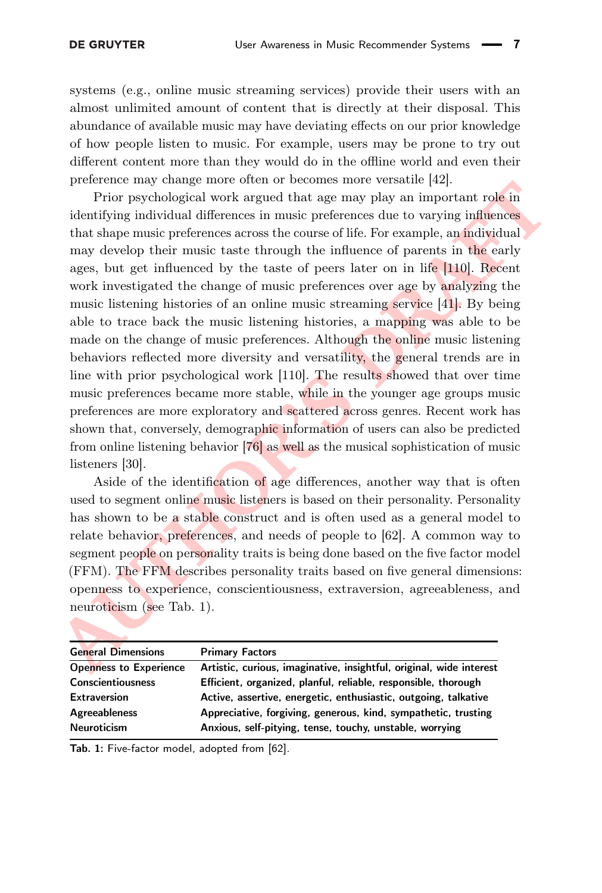systems (e.g., online music streaming services) provide their users with an almost unlimited amount of content that is directly at their disposal. This abundance of available music may have deviating effects on our prior knowledge of how people listen to music. For example, users may be prone to try out different content more than they would do in the offline world and even their preference may change more often or becomes more versatile [42].

Prior psychological work argued that age may play an important role in identifying individual differences in music preferences due to varying influences that shape music preferences across the course of life. For example, an individual may develop their music taste through the influence of parents in the early ages, but get influenced by the taste of peers later on in life [110]. Recent work investigated the change of music preferences over age by analyzing the music listening histories of an online music streaming service [41]. By being able to trace back the music listening histories, a mapping was able to be made on the change of music preferences. Although the online music listening behaviors reflected more diversity and versatility, the general trends are in line with prior psychological work [110]. The results showed that over time music preferences became more stable, while in the younger age groups music preferences are more exploratory and scattered across genres. Recent work has shown that, conversely, demographic information of users can also be predicted from online listening behavior [76] as well as the musical sophistication of music listeners [30].

Aside of the identification of age differences, another way that is often used to segment online music listeners is based on their personality. Personality has shown to be a stable construct and is often used as a general model to relate behavior, preferences, and needs of people to [62]. A common way to segment people on personality traits is being done based on the five factor model (FFM). The FFM describes personality traits based on five general dimensions: openness to experience, conscientiousness, extraversion, agreeableness, and neuroticism (see Tab. 1).

| General Dimensions | Primary Factors |
| --- | --- |
| Openness to Experience | Artistic, curious, imaginative, insightful, original, wide interest |
| Conscientiousness | Efficient, organized, planful, reliable, responsible, thorough |
| Extraversion | Active, assertive, energetic, enthusiastic, outgoing, talkative |
| Agreeableness | Appreciative, forgiving, generous, kind, sympathetic, trusting |
| Neuroticism | Anxious, self-pitying, tense, touchy, unstable, worrying |

**Tab. 1:** Five-factor model, adopted from [62].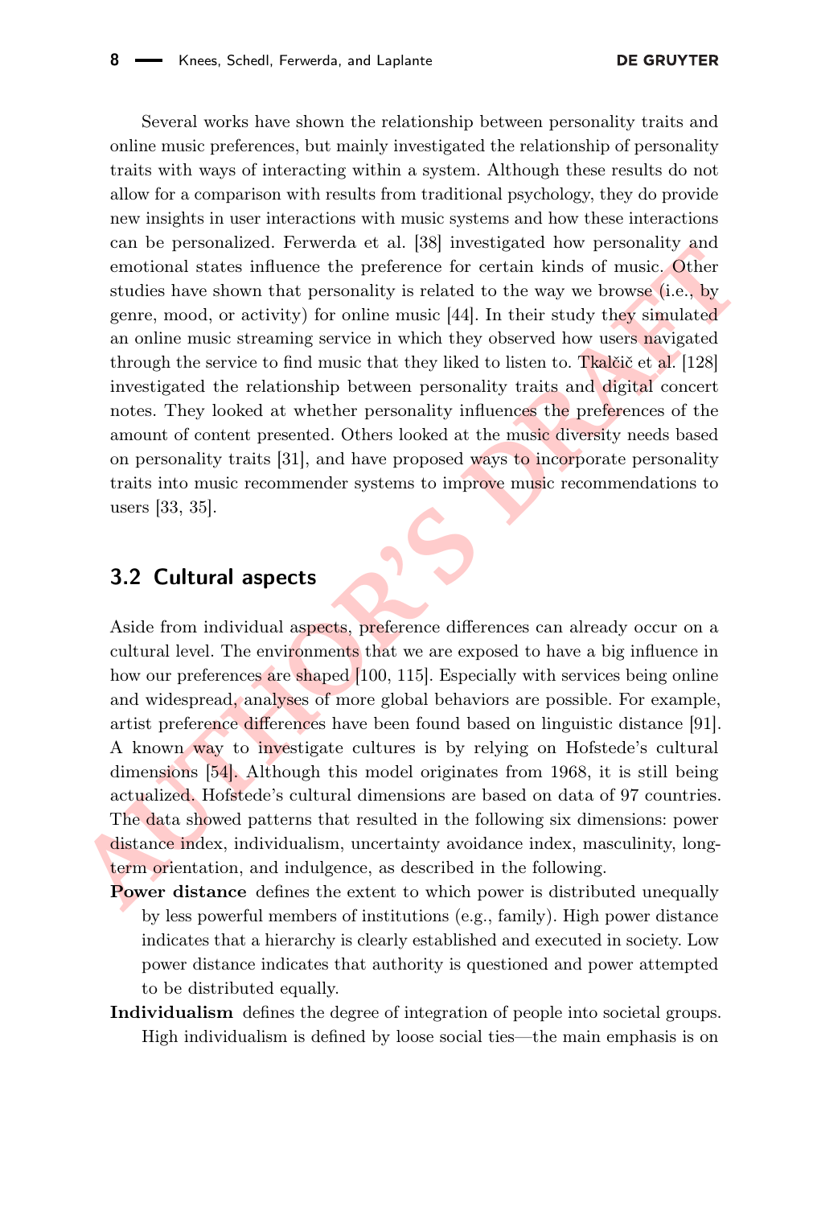Several works have shown the relationship between personality traits and online music preferences, but mainly investigated the relationship of personality traits with ways of interacting within a system. Although these results do not allow for a comparison with results from traditional psychology, they do provide new insights in user interactions with music systems and how these interactions can be personalized. Ferwerda et al. [38] investigated how personality and emotional states influence the preference for certain kinds of music. Other studies have shown that personality is related to the way we browse (i.e., by genre, mood, or activity) for online music [44]. In their study they simulated an online music streaming service in which they observed how users navigated through the service to find music that they liked to listen to. Tkalčič et al. [128] investigated the relationship between personality traits and digital concert notes. They looked at whether personality influences the preferences of the amount of content presented. Others looked at the music diversity needs based on personality traits [31], and have proposed ways to incorporate personality traits into music recommender systems to improve music recommendations to users [33, 35].

## 3.2 Cultural aspects

Aside from individual aspects, preference differences can already occur on a cultural level. The environments that we are exposed to have a big influence in how our preferences are shaped [100, 115]. Especially with services being online and widespread, analyses of more global behaviors are possible. For example, artist preference differences have been found based on linguistic distance [91]. A known way to investigate cultures is by relying on Hofstede's cultural dimensions [54]. Although this model originates from 1968, it is still being actualized. Hofstede's cultural dimensions are based on data of 97 countries. The data showed patterns that resulted in the following six dimensions: power distance index, individualism, uncertainty avoidance index, masculinity, long-term orientation, and indulgence, as described in the following.

**Power distance** defines the extent to which power is distributed unequally by less powerful members of institutions (e.g., family). High power distance indicates that a hierarchy is clearly established and executed in society. Low power distance indicates that authority is questioned and power attempted to be distributed equally.

**Individualism** defines the degree of integration of people into societal groups. High individualism is defined by loose social ties—the main emphasis is on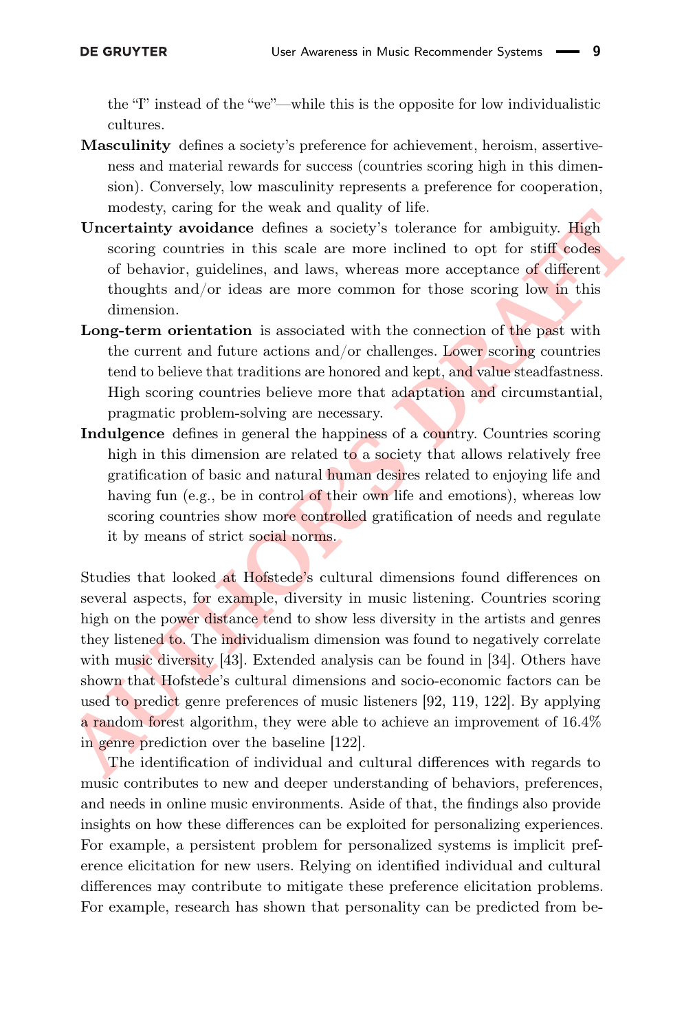the "I" instead of the "we"—while this is the opposite for low individualistic cultures.

**Masculinity** defines a society's preference for achievement, heroism, assertiveness and material rewards for success (countries scoring high in this dimension). Conversely, low masculinity represents a preference for cooperation, modesty, caring for the weak and quality of life.

**Uncertainty avoidance** defines a society's tolerance for ambiguity. High scoring countries in this scale are more inclined to opt for stiff codes of behavior, guidelines, and laws, whereas more acceptance of different thoughts and/or ideas are more common for those scoring low in this dimension.

**Long-term orientation** is associated with the connection of the past with the current and future actions and/or challenges. Lower scoring countries tend to believe that traditions are honored and kept, and value steadfastness. High scoring countries believe more that adaptation and circumstantial, pragmatic problem-solving are necessary.

**Indulgence** defines in general the happiness of a country. Countries scoring high in this dimension are related to a society that allows relatively free gratification of basic and natural human desires related to enjoying life and having fun (e.g., be in control of their own life and emotions), whereas low scoring countries show more controlled gratification of needs and regulate it by means of strict social norms.

Studies that looked at Hofstede's cultural dimensions found differences on several aspects, for example, diversity in music listening. Countries scoring high on the power distance tend to show less diversity in the artists and genres they listened to. The individualism dimension was found to negatively correlate with music diversity [43]. Extended analysis can be found in [34]. Others have shown that Hofstede's cultural dimensions and socio-economic factors can be used to predict genre preferences of music listeners [92, 119, 122]. By applying a random forest algorithm, they were able to achieve an improvement of 16.4% in genre prediction over the baseline [122].

The identification of individual and cultural differences with regards to music contributes to new and deeper understanding of behaviors, preferences, and needs in online music environments. Aside of that, the findings also provide insights on how these differences can be exploited for personalizing experiences. For example, a persistent problem for personalized systems is implicit preference elicitation for new users. Relying on identified individual and cultural differences may contribute to mitigate these preference elicitation problems. For example, research has shown that personality can be predicted from be-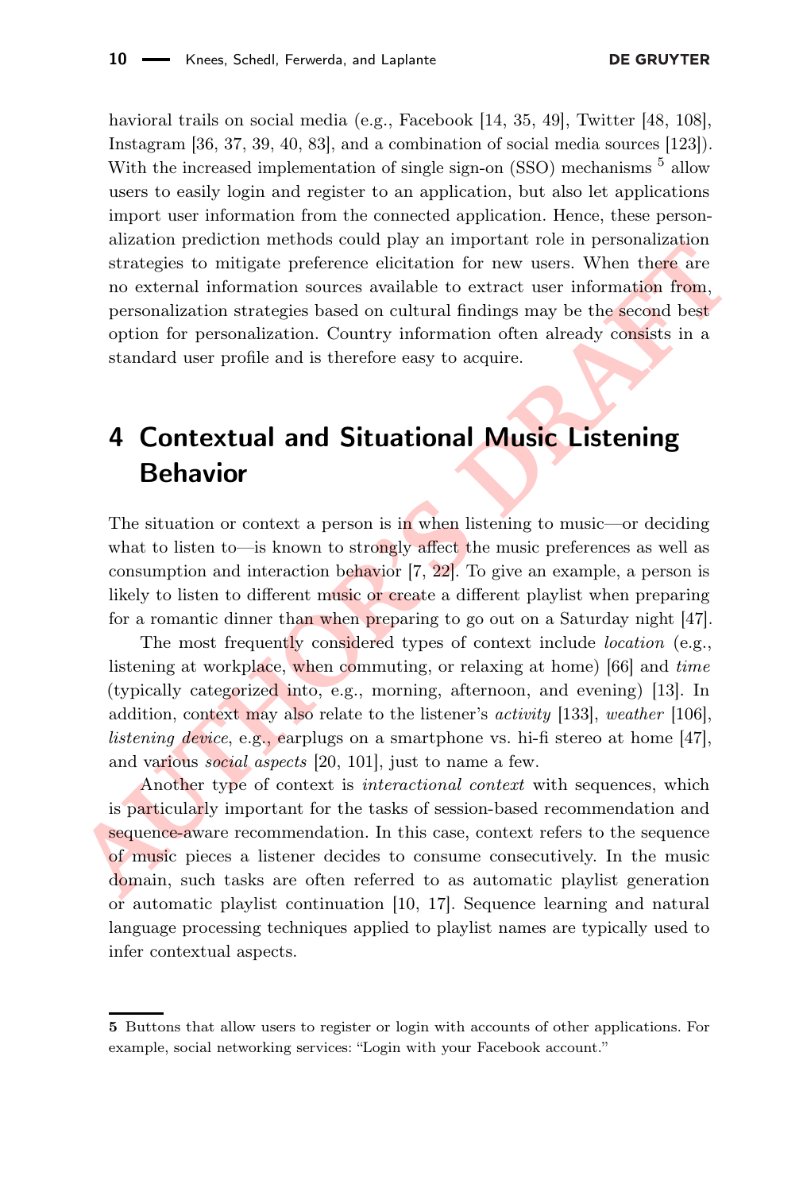havioral trails on social media (e.g., Facebook [14, 35, 49], Twitter [48, 108], Instagram [36, 37, 39, 40, 83], and a combination of social media sources [123]). With the increased implementation of single sign-on (SSO) mechanisms [5] allow users to easily login and register to an application, but also let applications import user information from the connected application. Hence, these personalization prediction methods could play an important role in personalization strategies to mitigate preference elicitation for new users. When there are no external information sources available to extract user information from, personalization strategies based on cultural findings may be the second best option for personalization. Country information often already consists in a standard user profile and is therefore easy to acquire.

# 4 Contextual and Situational Music Listening Behavior

The situation or context a person is in when listening to music—or deciding what to listen to—is known to strongly affect the music preferences as well as consumption and interaction behavior [7, 22]. To give an example, a person is likely to listen to different music or create a different playlist when preparing for a romantic dinner than when preparing to go out on a Saturday night [47].

The most frequently considered types of context include *location* (e.g., listening at workplace, when commuting, or relaxing at home) [66] and *time* (typically categorized into, e.g., morning, afternoon, and evening) [13]. In addition, context may also relate to the listener's *activity* [133], *weather* [106], *listening device*, e.g., earplugs on a smartphone vs. hi-fi stereo at home [47], and various *social aspects* [20, 101], just to name a few.

Another type of context is *interactional context* with sequences, which is particularly important for the tasks of session-based recommendation and sequence-aware recommendation. In this case, context refers to the sequence of music pieces a listener decides to consume consecutively. In the music domain, such tasks are often referred to as automatic playlist generation or automatic playlist continuation [10, 17]. Sequence learning and natural language processing techniques applied to playlist names are typically used to infer contextual aspects.

---

**5** Buttons that allow users to register or login with accounts of other applications. For example, social networking services: "Login with your Facebook account."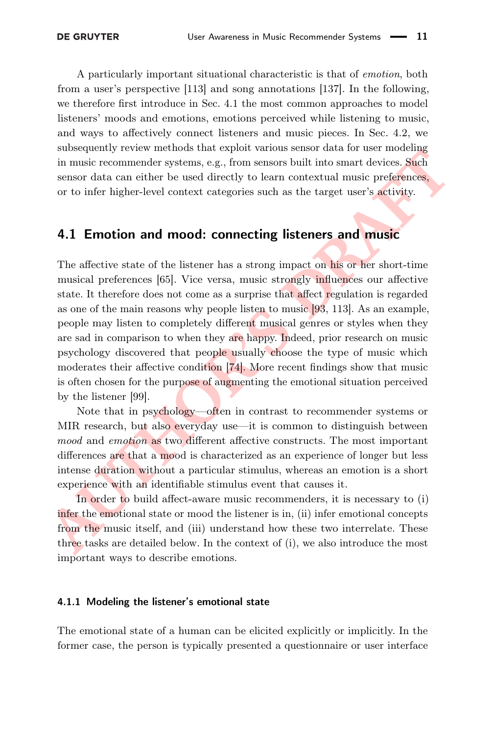A particularly important situational characteristic is that of *emotion*, both from a user's perspective [113] and song annotations [137]. In the following, we therefore first introduce in Sec. 4.1 the most common approaches to model listeners' moods and emotions, emotions perceived while listening to music, and ways to affectively connect listeners and music pieces. In Sec. 4.2, we subsequently review methods that exploit various sensor data for user modeling in music recommender systems, e.g., from sensors built into smart devices. Such sensor data can either be used directly to learn contextual music preferences, or to infer higher-level context categories such as the target user's activity.

## 4.1 Emotion and mood: connecting listeners and music

The affective state of the listener has a strong impact on his or her short-time musical preferences [65]. Vice versa, music strongly influences our affective state. It therefore does not come as a surprise that affect regulation is regarded as one of the main reasons why people listen to music [93, 113]. As an example, people may listen to completely different musical genres or styles when they are sad in comparison to when they are happy. Indeed, prior research on music psychology discovered that people usually choose the type of music which moderates their affective condition [74]. More recent findings show that music is often chosen for the purpose of augmenting the emotional situation perceived by the listener [99].

Note that in psychology—often in contrast to recommender systems or MIR research, but also everyday use—it is common to distinguish between *mood* and *emotion* as two different affective constructs. The most important differences are that a mood is characterized as an experience of longer but less intense duration without a particular stimulus, whereas an emotion is a short experience with an identifiable stimulus event that causes it.

In order to build affect-aware music recommenders, it is necessary to (i) infer the emotional state or mood the listener is in, (ii) infer emotional concepts from the music itself, and (iii) understand how these two interrelate. These three tasks are detailed below. In the context of (i), we also introduce the most important ways to describe emotions.

### 4.1.1 Modeling the listener's emotional state

The emotional state of a human can be elicited explicitly or implicitly. In the former case, the person is typically presented a questionnaire or user interface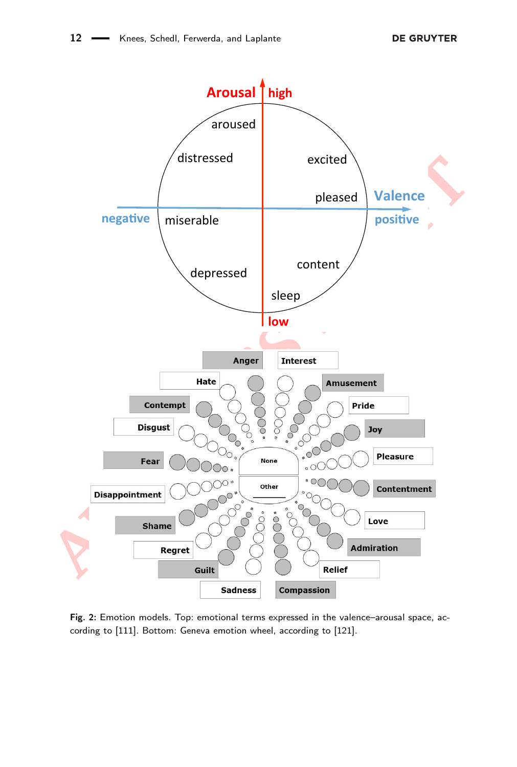Fig. 2: Emotion models. Top: emotional terms expressed in the valence–arousal space, according to [111]. Bottom: Geneva emotion wheel, according to [121].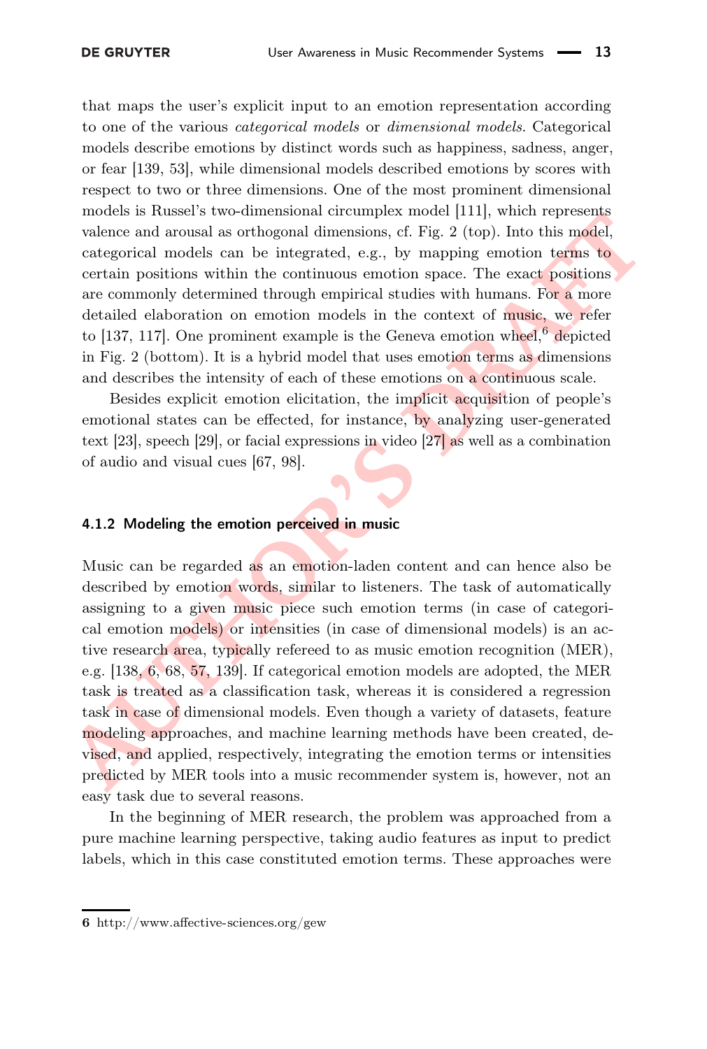that maps the user's explicit input to an emotion representation according to one of the various *categorical models* or *dimensional models*. Categorical models describe emotions by distinct words such as happiness, sadness, anger, or fear [139, 53], while dimensional models described emotions by scores with respect to two or three dimensions. One of the most prominent dimensional models is Russel's two-dimensional circumplex model [111], which represents valence and arousal as orthogonal dimensions, cf. Fig. 2 (top). Into this model, categorical models can be integrated, e.g., by mapping emotion terms to certain positions within the continuous emotion space. The exact positions are commonly determined through empirical studies with humans. For a more detailed elaboration on emotion models in the context of music, we refer to [137, 117]. One prominent example is the Geneva emotion wheel,[6] depicted in Fig. 2 (bottom). It is a hybrid model that uses emotion terms as dimensions and describes the intensity of each of these emotions on a continuous scale.

Besides explicit emotion elicitation, the implicit acquisition of people's emotional states can be effected, for instance, by analyzing user-generated text [23], speech [29], or facial expressions in video [27] as well as a combination of audio and visual cues [67, 98].

#### 4.1.2 Modeling the emotion perceived in music

Music can be regarded as an emotion-laden content and can hence also be described by emotion words, similar to listeners. The task of automatically assigning to a given music piece such emotion terms (in case of categorical emotion models) or intensities (in case of dimensional models) is an active research area, typically refereed to as music emotion recognition (MER), e.g. [138, 6, 68, 57, 139]. If categorical emotion models are adopted, the MER task is treated as a classification task, whereas it is considered a regression task in case of dimensional models. Even though a variety of datasets, feature modeling approaches, and machine learning methods have been created, devised, and applied, respectively, integrating the emotion terms or intensities predicted by MER tools into a music recommender system is, however, not an easy task due to several reasons.

In the beginning of MER research, the problem was approached from a pure machine learning perspective, taking audio features as input to predict labels, which in this case constituted emotion terms. These approaches were

6 http://www.affective-sciences.org/gew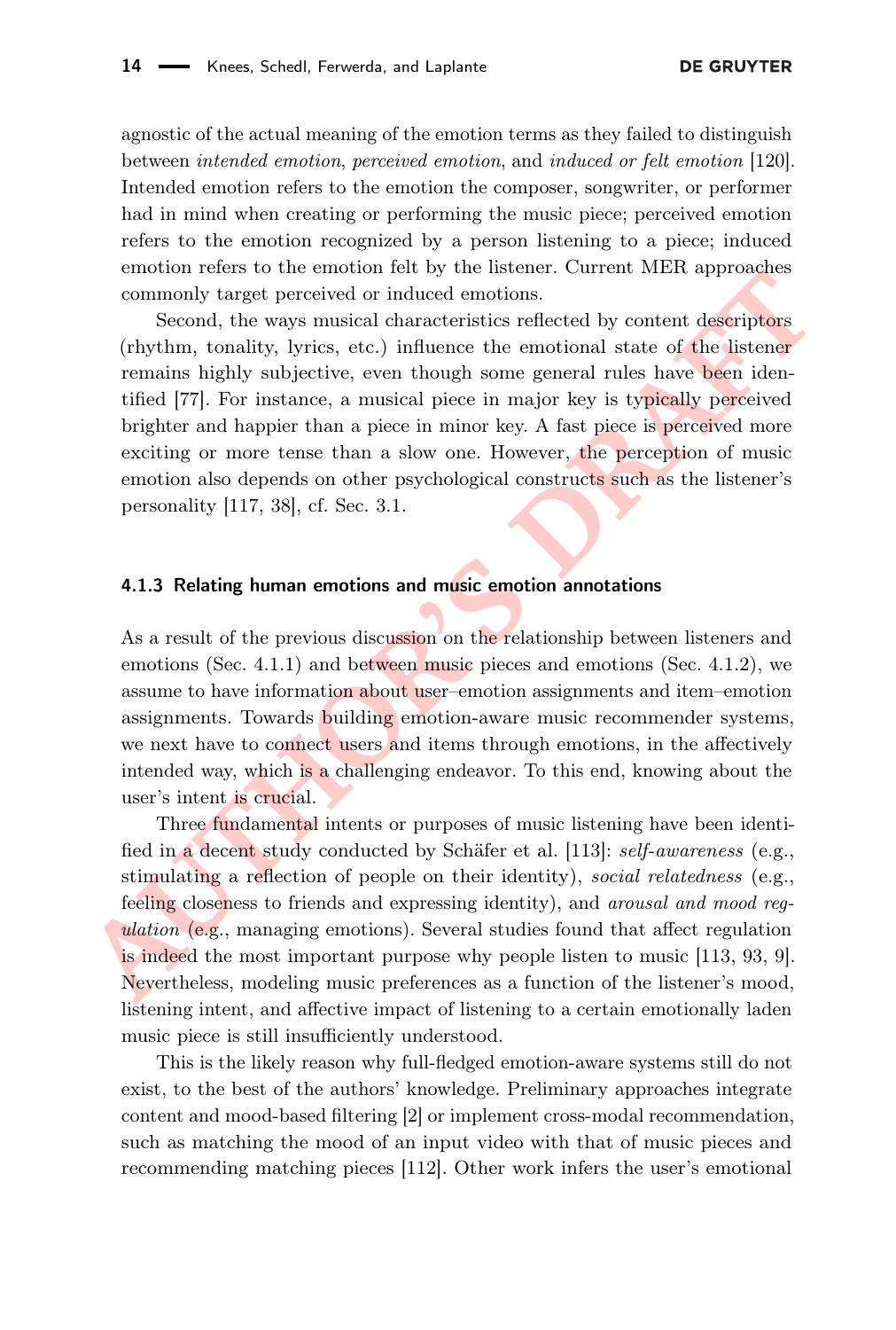agnostic of the actual meaning of the emotion terms as they failed to distinguish between *intended emotion*, *perceived emotion*, and *induced or felt emotion* [120]. Intended emotion refers to the emotion the composer, songwriter, or performer had in mind when creating or performing the music piece; perceived emotion refers to the emotion recognized by a person listening to a piece; induced emotion refers to the emotion felt by the listener. Current MER approaches commonly target perceived or induced emotions.

Second, the ways musical characteristics reflected by content descriptors (rhythm, tonality, lyrics, etc.) influence the emotional state of the listener remains highly subjective, even though some general rules have been identified [77]. For instance, a musical piece in major key is typically perceived brighter and happier than a piece in minor key. A fast piece is perceived more exciting or more tense than a slow one. However, the perception of music emotion also depends on other psychological constructs such as the listener's personality [117, 38], cf. Sec. 3.1.

### 4.1.3 Relating human emotions and music emotion annotations

As a result of the previous discussion on the relationship between listeners and emotions (Sec. 4.1.1) and between music pieces and emotions (Sec. 4.1.2), we assume to have information about user–emotion assignments and item–emotion assignments. Towards building emotion-aware music recommender systems, we next have to connect users and items through emotions, in the affectively intended way, which is a challenging endeavor. To this end, knowing about the user's intent is crucial.

Three fundamental intents or purposes of music listening have been identified in a decent study conducted by Schäfer et al. [113]: *self-awareness* (e.g., stimulating a reflection of people on their identity), *social relatedness* (e.g., feeling closeness to friends and expressing identity), and *arousal and mood regulation* (e.g., managing emotions). Several studies found that affect regulation is indeed the most important purpose why people listen to music [113, 93, 9]. Nevertheless, modeling music preferences as a function of the listener's mood, listening intent, and affective impact of listening to a certain emotionally laden music piece is still insufficiently understood.

This is the likely reason why full-fledged emotion-aware systems still do not exist, to the best of the authors' knowledge. Preliminary approaches integrate content and mood-based filtering [2] or implement cross-modal recommendation, such as matching the mood of an input video with that of music pieces and recommending matching pieces [112]. Other work infers the user's emotional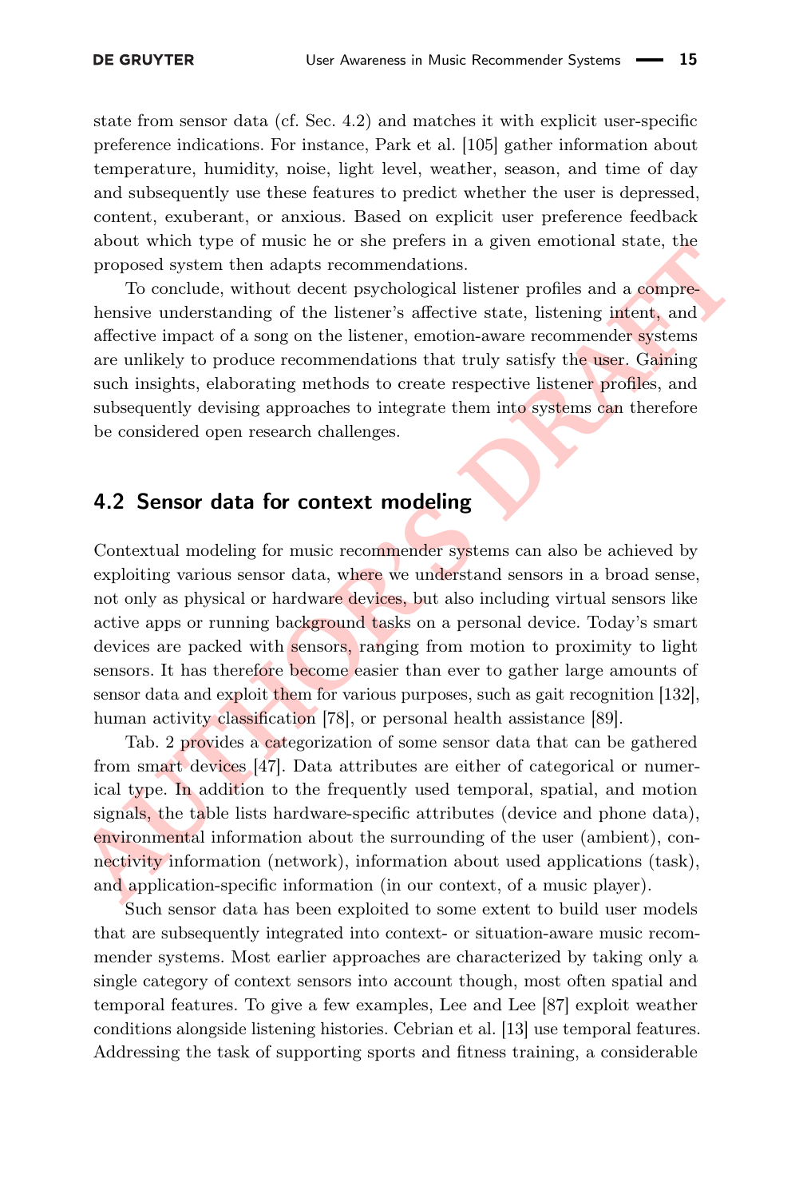state from sensor data (cf. Sec. 4.2) and matches it with explicit user-specific preference indications. For instance, Park et al. [105] gather information about temperature, humidity, noise, light level, weather, season, and time of day and subsequently use these features to predict whether the user is depressed, content, exuberant, or anxious. Based on explicit user preference feedback about which type of music he or she prefers in a given emotional state, the proposed system then adapts recommendations.

To conclude, without decent psychological listener profiles and a comprehensive understanding of the listener's affective state, listening intent, and affective impact of a song on the listener, emotion-aware recommender systems are unlikely to produce recommendations that truly satisfy the user. Gaining such insights, elaborating methods to create respective listener profiles, and subsequently devising approaches to integrate them into systems can therefore be considered open research challenges.

## 4.2 Sensor data for context modeling

Contextual modeling for music recommender systems can also be achieved by exploiting various sensor data, where we understand sensors in a broad sense, not only as physical or hardware devices, but also including virtual sensors like active apps or running background tasks on a personal device. Today's smart devices are packed with sensors, ranging from motion to proximity to light sensors. It has therefore become easier than ever to gather large amounts of sensor data and exploit them for various purposes, such as gait recognition [132], human activity classification [78], or personal health assistance [89].

Tab. 2 provides a categorization of some sensor data that can be gathered from smart devices [47]. Data attributes are either of categorical or numerical type. In addition to the frequently used temporal, spatial, and motion signals, the table lists hardware-specific attributes (device and phone data), environmental information about the surrounding of the user (ambient), connectivity information (network), information about used applications (task), and application-specific information (in our context, of a music player).

Such sensor data has been exploited to some extent to build user models that are subsequently integrated into context- or situation-aware music recommender systems. Most earlier approaches are characterized by taking only a single category of context sensors into account though, most often spatial and temporal features. To give a few examples, Lee and Lee [87] exploit weather conditions alongside listening histories. Cebrian et al. [13] use temporal features. Addressing the task of supporting sports and fitness training, a considerable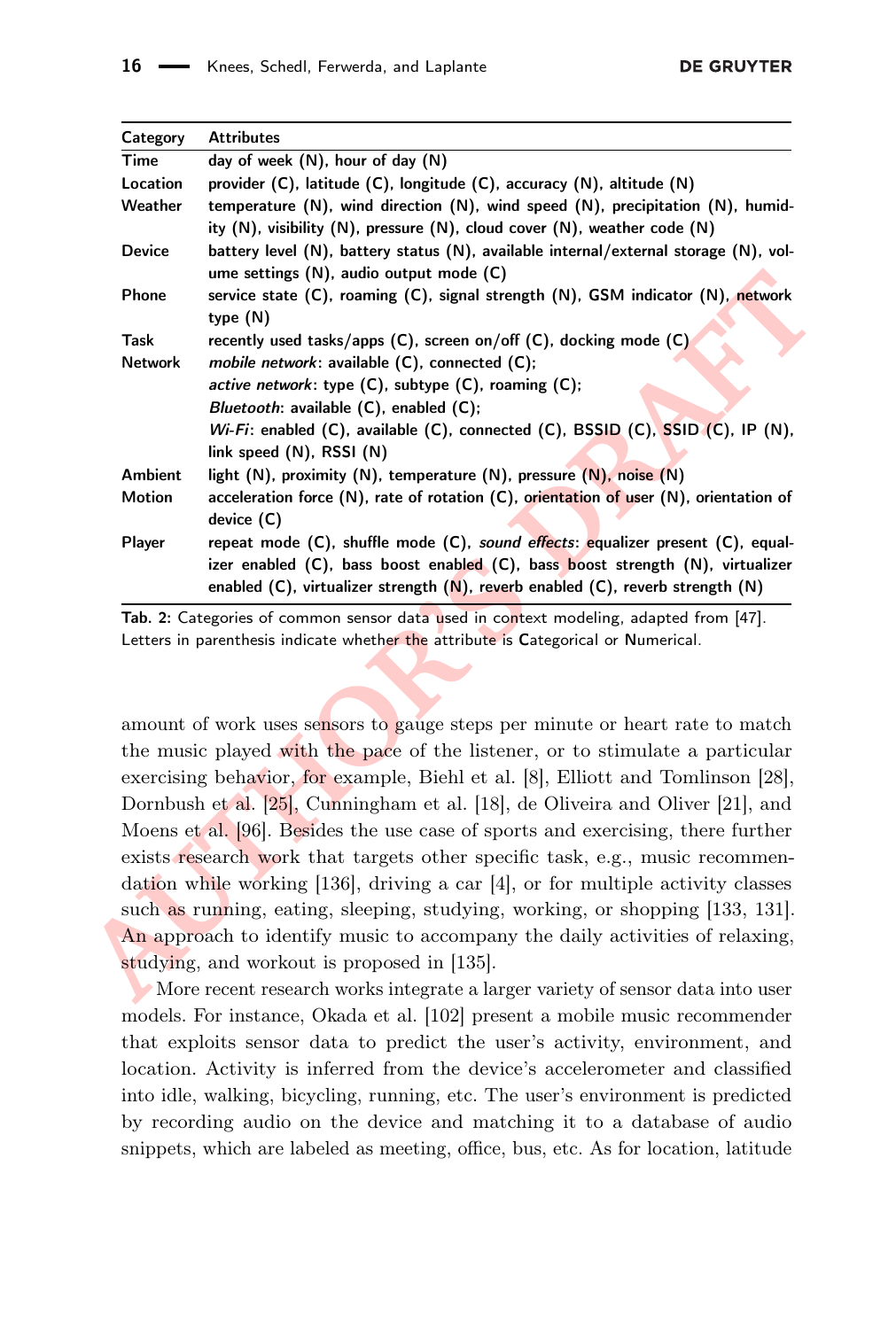| Category | Attributes |
|---|---|
| Time | day of week (N), hour of day (N) |
| Location | provider (C), latitude (C), longitude (C), accuracy (N), altitude (N) |
| Weather | temperature (N), wind direction (N), wind speed (N), precipitation (N), humidity (N), visibility (N), pressure (N), cloud cover (N), weather code (N) |
| Device | battery level (N), battery status (N), available internal/external storage (N), volume settings (N), audio output mode (C) |
| Phone | service state (C), roaming (C), signal strength (N), GSM indicator (N), network type (N) |
| Task | recently used tasks/apps (C), screen on/off (C), docking mode (C) |
| Network | *mobile network*: available (C), connected (C); *active network*: type (C), subtype (C), roaming (C); *Bluetooth*: available (C), enabled (C); *Wi-Fi*: enabled (C), available (C), connected (C), BSSID (C), SSID (C), IP (N), link speed (N), RSSI (N) |
| Ambient | light (N), proximity (N), temperature (N), pressure (N), noise (N) |
| Motion | acceleration force (N), rate of rotation (C), orientation of user (N), orientation of device (C) |
| Player | repeat mode (C), shuffle mode (C), *sound effects*: equalizer present (C), equalizer enabled (C), bass boost enabled (C), bass boost strength (N), virtualizer enabled (C), virtualizer strength (N), reverb enabled (C), reverb strength (N) |

**Tab. 2:** Categories of common sensor data used in context modeling, adapted from [47]. Letters in parenthesis indicate whether the attribute is Categorical or Numerical.

amount of work uses sensors to gauge steps per minute or heart rate to match the music played with the pace of the listener, or to stimulate a particular exercising behavior, for example, Biehl et al. [8], Elliott and Tomlinson [28], Dornbush et al. [25], Cunningham et al. [18], de Oliveira and Oliver [21], and Moens et al. [96]. Besides the use case of sports and exercising, there further exists research work that targets other specific task, e.g., music recommendation while working [136], driving a car [4], or for multiple activity classes such as running, eating, sleeping, studying, working, or shopping [133, 131]. An approach to identify music to accompany the daily activities of relaxing, studying, and workout is proposed in [135].

More recent research works integrate a larger variety of sensor data into user models. For instance, Okada et al. [102] present a mobile music recommender that exploits sensor data to predict the user's activity, environment, and location. Activity is inferred from the device's accelerometer and classified into idle, walking, bicycling, running, etc. The user's environment is predicted by recording audio on the device and matching it to a database of audio snippets, which are labeled as meeting, office, bus, etc. As for location, latitude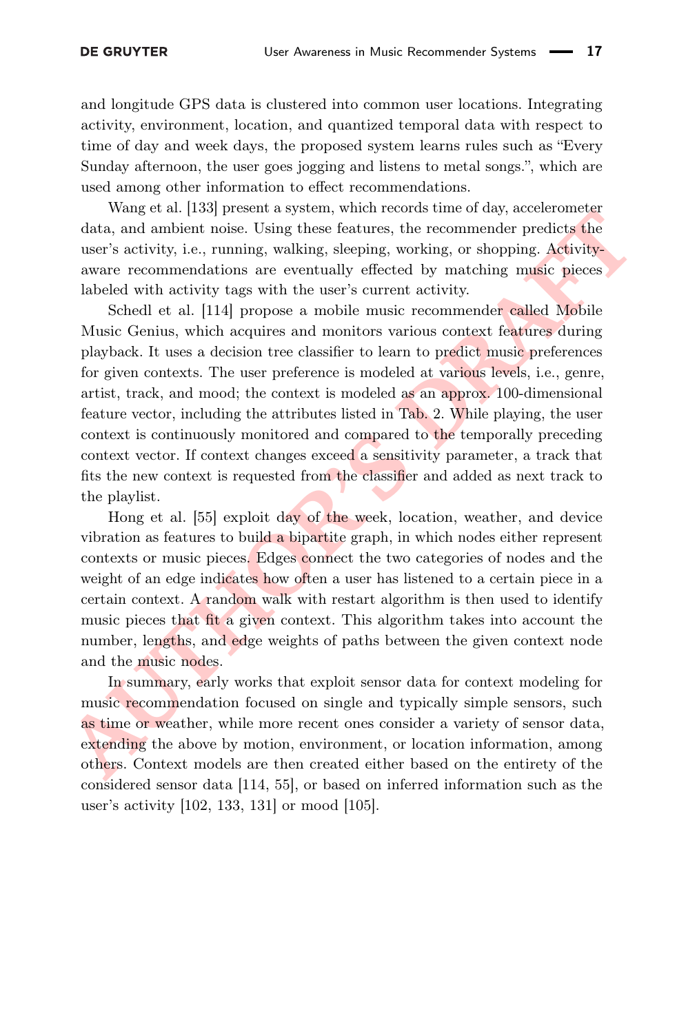and longitude GPS data is clustered into common user locations. Integrating activity, environment, location, and quantized temporal data with respect to time of day and week days, the proposed system learns rules such as "Every Sunday afternoon, the user goes jogging and listens to metal songs.", which are used among other information to effect recommendations.

Wang et al. [133] present a system, which records time of day, accelerometer data, and ambient noise. Using these features, the recommender predicts the user's activity, i.e., running, walking, sleeping, working, or shopping. Activity-aware recommendations are eventually effected by matching music pieces labeled with activity tags with the user's current activity.

Schedl et al. [114] propose a mobile music recommender called Mobile Music Genius, which acquires and monitors various context features during playback. It uses a decision tree classifier to learn to predict music preferences for given contexts. The user preference is modeled at various levels, i.e., genre, artist, track, and mood; the context is modeled as an approx. 100-dimensional feature vector, including the attributes listed in Tab. 2. While playing, the user context is continuously monitored and compared to the temporally preceding context vector. If context changes exceed a sensitivity parameter, a track that fits the new context is requested from the classifier and added as next track to the playlist.

Hong et al. [55] exploit day of the week, location, weather, and device vibration as features to build a bipartite graph, in which nodes either represent contexts or music pieces. Edges connect the two categories of nodes and the weight of an edge indicates how often a user has listened to a certain piece in a certain context. A random walk with restart algorithm is then used to identify music pieces that fit a given context. This algorithm takes into account the number, lengths, and edge weights of paths between the given context node and the music nodes.

In summary, early works that exploit sensor data for context modeling for music recommendation focused on single and typically simple sensors, such as time or weather, while more recent ones consider a variety of sensor data, extending the above by motion, environment, or location information, among others. Context models are then created either based on the entirety of the considered sensor data [114, 55], or based on inferred information such as the user's activity [102, 133, 131] or mood [105].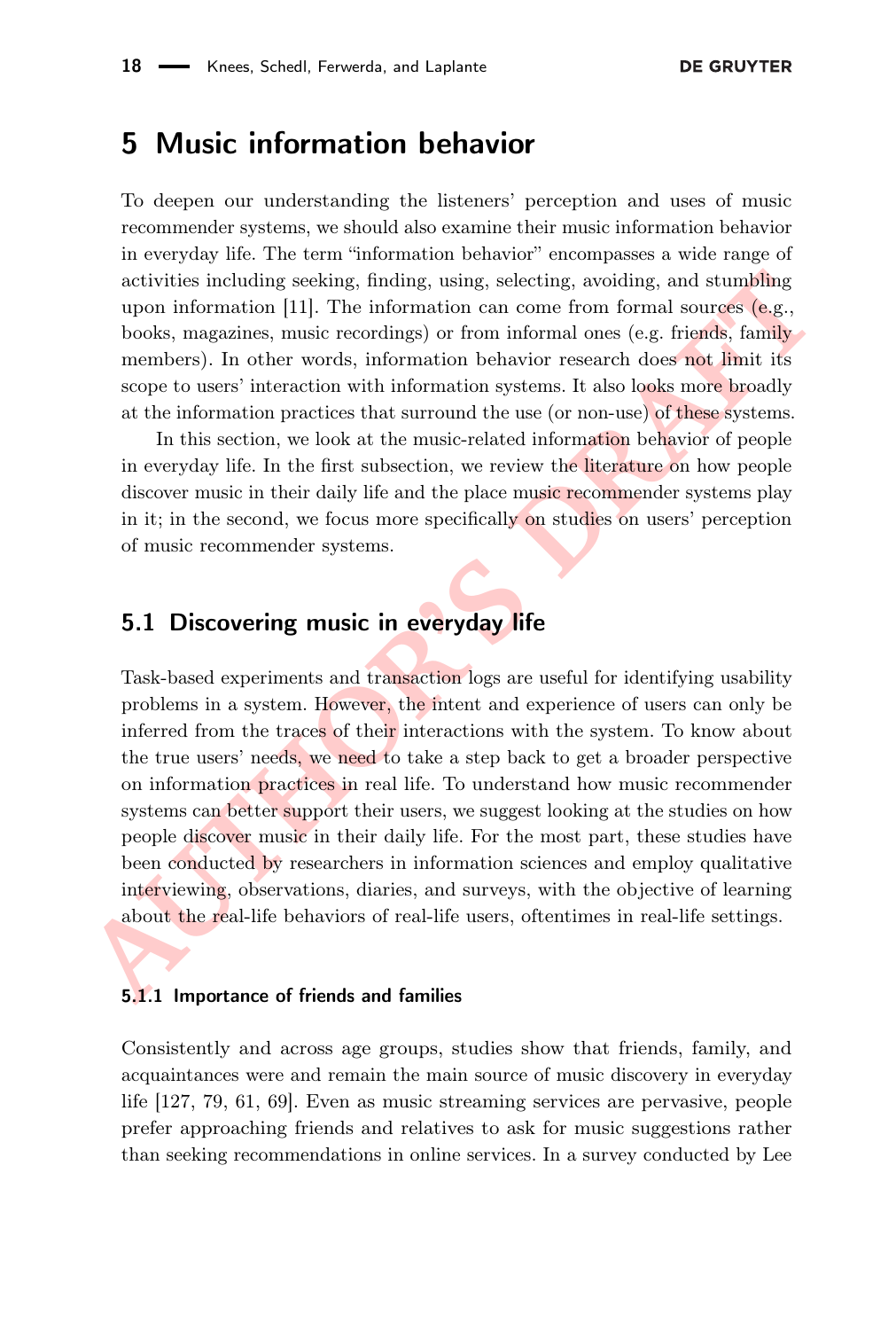# 5 Music information behavior

To deepen our understanding the listeners' perception and uses of music recommender systems, we should also examine their music information behavior in everyday life. The term "information behavior" encompasses a wide range of activities including seeking, finding, using, selecting, avoiding, and stumbling upon information [11]. The information can come from formal sources (e.g., books, magazines, music recordings) or from informal ones (e.g. friends, family members). In other words, information behavior research does not limit its scope to users' interaction with information systems. It also looks more broadly at the information practices that surround the use (or non-use) of these systems.

In this section, we look at the music-related information behavior of people in everyday life. In the first subsection, we review the literature on how people discover music in their daily life and the place music recommender systems play in it; in the second, we focus more specifically on studies on users' perception of music recommender systems.

## 5.1 Discovering music in everyday life

Task-based experiments and transaction logs are useful for identifying usability problems in a system. However, the intent and experience of users can only be inferred from the traces of their interactions with the system. To know about the true users' needs, we need to take a step back to get a broader perspective on information practices in real life. To understand how music recommender systems can better support their users, we suggest looking at the studies on how people discover music in their daily life. For the most part, these studies have been conducted by researchers in information sciences and employ qualitative interviewing, observations, diaries, and surveys, with the objective of learning about the real-life behaviors of real-life users, oftentimes in real-life settings.

### 5.1.1 Importance of friends and families

Consistently and across age groups, studies show that friends, family, and acquaintances were and remain the main source of music discovery in everyday life [127, 79, 61, 69]. Even as music streaming services are pervasive, people prefer approaching friends and relatives to ask for music suggestions rather than seeking recommendations in online services. In a survey conducted by Lee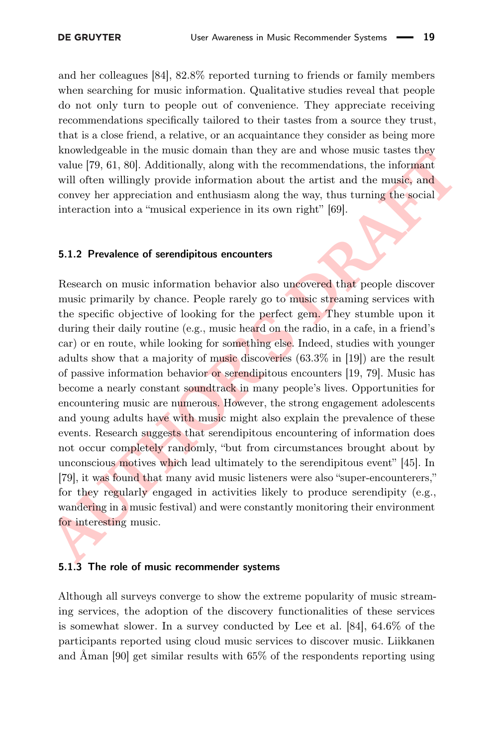and her colleagues [84], 82.8% reported turning to friends or family members when searching for music information. Qualitative studies reveal that people do not only turn to people out of convenience. They appreciate receiving recommendations specifically tailored to their tastes from a source they trust, that is a close friend, a relative, or an acquaintance they consider as being more knowledgeable in the music domain than they are and whose music tastes they value [79, 61, 80]. Additionally, along with the recommendations, the informant will often willingly provide information about the artist and the music, and convey her appreciation and enthusiasm along the way, thus turning the social interaction into a "musical experience in its own right" [69].

#### 5.1.2 Prevalence of serendipitous encounters

Research on music information behavior also uncovered that people discover music primarily by chance. People rarely go to music streaming services with the specific objective of looking for the perfect gem. They stumble upon it during their daily routine (e.g., music heard on the radio, in a cafe, in a friend's car) or en route, while looking for something else. Indeed, studies with younger adults show that a majority of music discoveries (63.3% in [19]) are the result of passive information behavior or serendipitous encounters [19, 79]. Music has become a nearly constant soundtrack in many people's lives. Opportunities for encountering music are numerous. However, the strong engagement adolescents and young adults have with music might also explain the prevalence of these events. Research suggests that serendipitous encountering of information does not occur completely randomly, "but from circumstances brought about by unconscious motives which lead ultimately to the serendipitous event" [45]. In [79], it was found that many avid music listeners were also "super-encounterers," for they regularly engaged in activities likely to produce serendipity (e.g., wandering in a music festival) and were constantly monitoring their environment for interesting music.

#### 5.1.3 The role of music recommender systems

Although all surveys converge to show the extreme popularity of music streaming services, the adoption of the discovery functionalities of these services is somewhat slower. In a survey conducted by Lee et al. [84], 64.6% of the participants reported using cloud music services to discover music. Liikkanen and Åman [90] get similar results with 65% of the respondents reporting using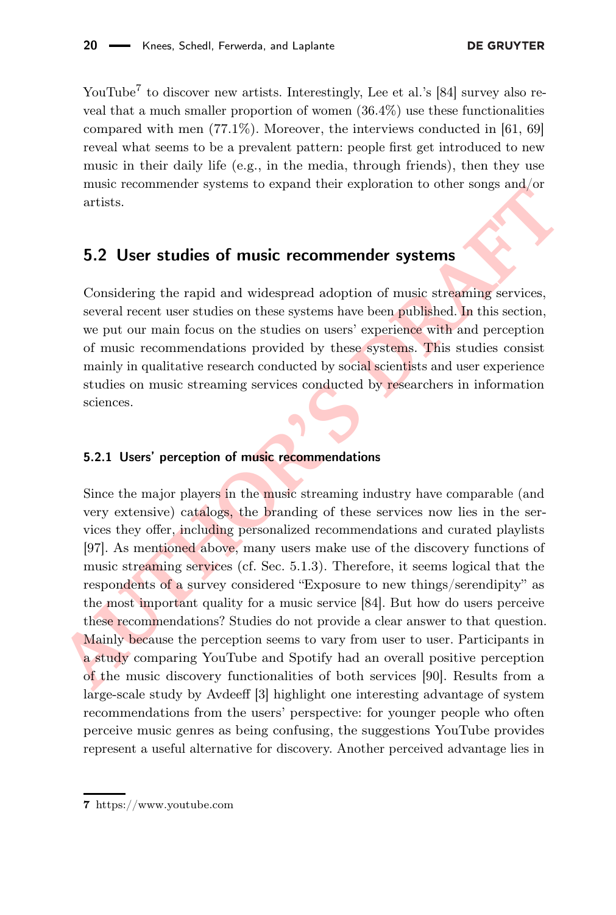YouTube[7] to discover new artists. Interestingly, Lee et al.'s [84] survey also reveal that a much smaller proportion of women (36.4%) use these functionalities compared with men (77.1%). Moreover, the interviews conducted in [61, 69] reveal what seems to be a prevalent pattern: people first get introduced to new music in their daily life (e.g., in the media, through friends), then they use music recommender systems to expand their exploration to other songs and/or artists.

## 5.2 User studies of music recommender systems

Considering the rapid and widespread adoption of music streaming services, several recent user studies on these systems have been published. In this section, we put our main focus on the studies on users' experience with and perception of music recommendations provided by these systems. This studies consist mainly in qualitative research conducted by social scientists and user experience studies on music streaming services conducted by researchers in information sciences.

### 5.2.1 Users' perception of music recommendations

Since the major players in the music streaming industry have comparable (and very extensive) catalogs, the branding of these services now lies in the services they offer, including personalized recommendations and curated playlists [97]. As mentioned above, many users make use of the discovery functions of music streaming services (cf. Sec. 5.1.3). Therefore, it seems logical that the respondents of a survey considered "Exposure to new things/serendipity" as the most important quality for a music service [84]. But how do users perceive these recommendations? Studies do not provide a clear answer to that question. Mainly because the perception seems to vary from user to user. Participants in a study comparing YouTube and Spotify had an overall positive perception of the music discovery functionalities of both services [90]. Results from a large-scale study by Avdeeff [3] highlight one interesting advantage of system recommendations from the users' perspective: for younger people who often perceive music genres as being confusing, the suggestions YouTube provides represent a useful alternative for discovery. Another perceived advantage lies in

7 https://www.youtube.com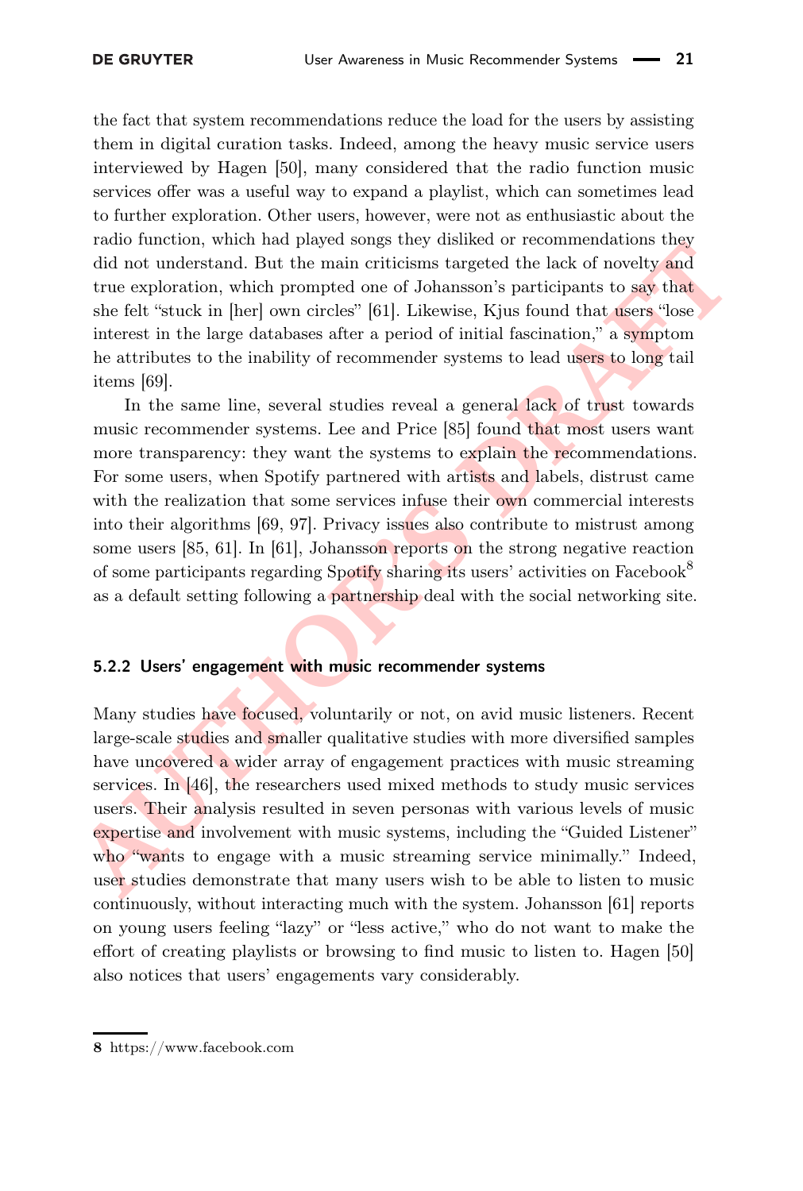the fact that system recommendations reduce the load for the users by assisting them in digital curation tasks. Indeed, among the heavy music service users interviewed by Hagen [50], many considered that the radio function music services offer was a useful way to expand a playlist, which can sometimes lead to further exploration. Other users, however, were not as enthusiastic about the radio function, which had played songs they disliked or recommendations they did not understand. But the main criticisms targeted the lack of novelty and true exploration, which prompted one of Johansson's participants to say that she felt "stuck in [her] own circles" [61]. Likewise, Kjus found that users "lose interest in the large databases after a period of initial fascination," a symptom he attributes to the inability of recommender systems to lead users to long tail items [69].

In the same line, several studies reveal a general lack of trust towards music recommender systems. Lee and Price [85] found that most users want more transparency: they want the systems to explain the recommendations. For some users, when Spotify partnered with artists and labels, distrust came with the realization that some services infuse their own commercial interests into their algorithms [69, 97]. Privacy issues also contribute to mistrust among some users [85, 61]. In [61], Johansson reports on the strong negative reaction of some participants regarding Spotify sharing its users' activities on Facebook[8] as a default setting following a partnership deal with the social networking site.

### 5.2.2 Users' engagement with music recommender systems

Many studies have focused, voluntarily or not, on avid music listeners. Recent large-scale studies and smaller qualitative studies with more diversified samples have uncovered a wider array of engagement practices with music streaming services. In [46], the researchers used mixed methods to study music services users. Their analysis resulted in seven personas with various levels of music expertise and involvement with music systems, including the "Guided Listener" who "wants to engage with a music streaming service minimally." Indeed, user studies demonstrate that many users wish to be able to listen to music continuously, without interacting much with the system. Johansson [61] reports on young users feeling "lazy" or "less active," who do not want to make the effort of creating playlists or browsing to find music to listen to. Hagen [50] also notices that users' engagements vary considerably.

---

**8** https://www.facebook.com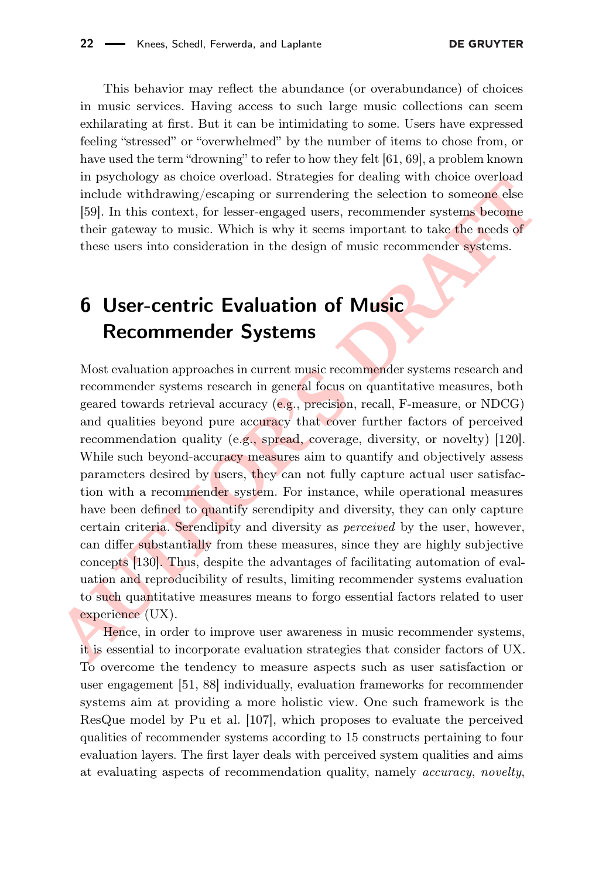This behavior may reflect the abundance (or overabundance) of choices in music services. Having access to such large music collections can seem exhilarating at first. But it can be intimidating to some. Users have expressed feeling "stressed" or "overwhelmed" by the number of items to chose from, or have used the term "drowning" to refer to how they felt [61, 69], a problem known in psychology as choice overload. Strategies for dealing with choice overload include withdrawing/escaping or surrendering the selection to someone else [59]. In this context, for lesser-engaged users, recommender systems become their gateway to music. Which is why it seems important to take the needs of these users into consideration in the design of music recommender systems.

## 6 User-centric Evaluation of Music Recommender Systems

Most evaluation approaches in current music recommender systems research and recommender systems research in general focus on quantitative measures, both geared towards retrieval accuracy (e.g., precision, recall, F-measure, or NDCG) and qualities beyond pure accuracy that cover further factors of perceived recommendation quality (e.g., spread, coverage, diversity, or novelty) [120]. While such beyond-accuracy measures aim to quantify and objectively assess parameters desired by users, they can not fully capture actual user satisfaction with a recommender system. For instance, while operational measures have been defined to quantify serendipity and diversity, they can only capture certain criteria. Serendipity and diversity as *perceived* by the user, however, can differ substantially from these measures, since they are highly subjective concepts [130]. Thus, despite the advantages of facilitating automation of evaluation and reproducibility of results, limiting recommender systems evaluation to such quantitative measures means to forgo essential factors related to user experience (UX).

Hence, in order to improve user awareness in music recommender systems, it is essential to incorporate evaluation strategies that consider factors of UX. To overcome the tendency to measure aspects such as user satisfaction or user engagement [51, 88] individually, evaluation frameworks for recommender systems aim at providing a more holistic view. One such framework is the ResQue model by Pu et al. [107], which proposes to evaluate the perceived qualities of recommender systems according to 15 constructs pertaining to four evaluation layers. The first layer deals with perceived system qualities and aims at evaluating aspects of recommendation quality, namely *accuracy*, *novelty*,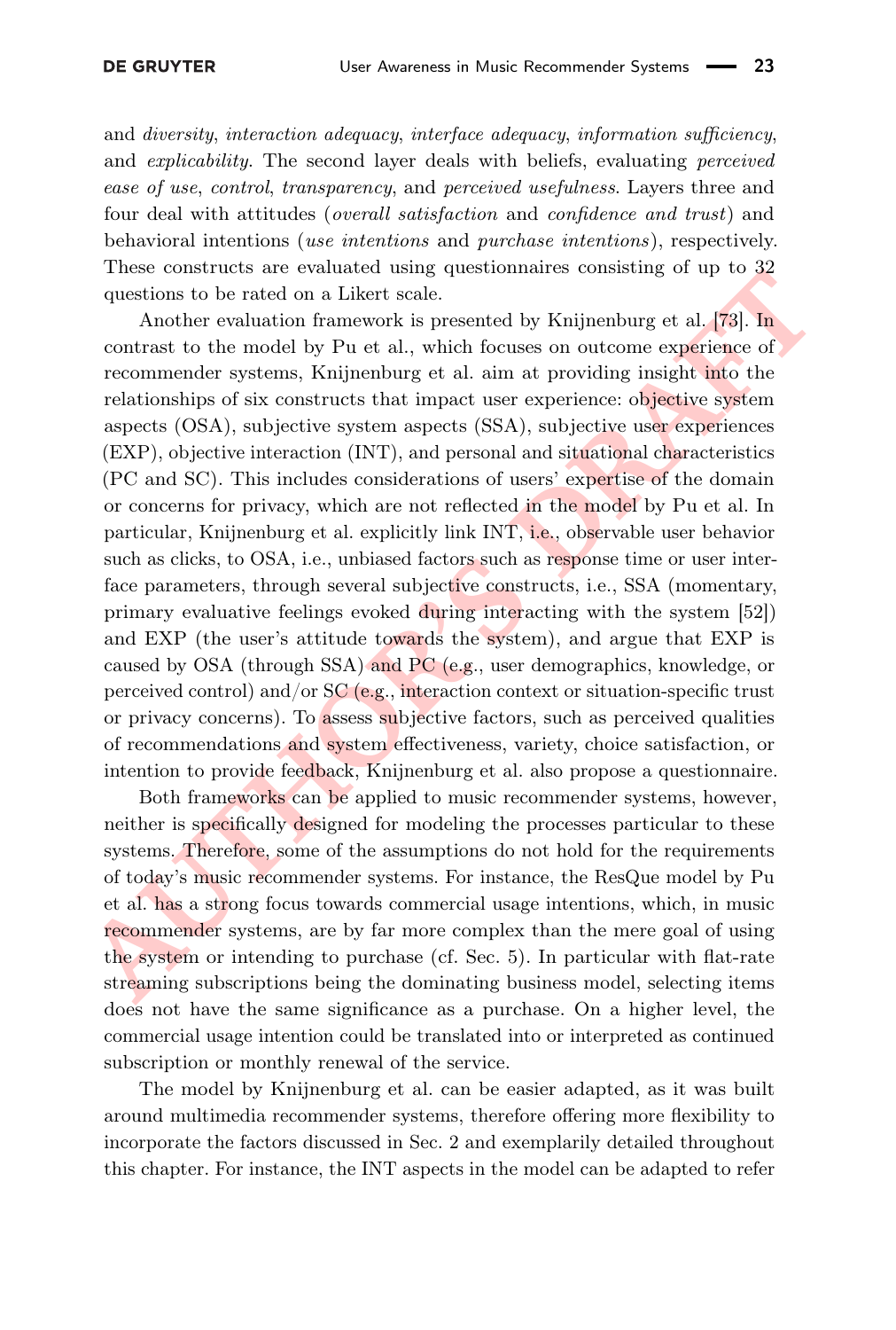and *diversity*, *interaction adequacy*, *interface adequacy*, *information sufficiency*, and *explicability*. The second layer deals with beliefs, evaluating *perceived ease of use*, *control*, *transparency*, and *perceived usefulness*. Layers three and four deal with attitudes (*overall satisfaction* and *confidence and trust*) and behavioral intentions (*use intentions* and *purchase intentions*), respectively. These constructs are evaluated using questionnaires consisting of up to 32 questions to be rated on a Likert scale.

Another evaluation framework is presented by Knijnenburg et al. [73]. In contrast to the model by Pu et al., which focuses on outcome experience of recommender systems, Knijnenburg et al. aim at providing insight into the relationships of six constructs that impact user experience: objective system aspects (OSA), subjective system aspects (SSA), subjective user experiences (EXP), objective interaction (INT), and personal and situational characteristics (PC and SC). This includes considerations of users' expertise of the domain or concerns for privacy, which are not reflected in the model by Pu et al. In particular, Knijnenburg et al. explicitly link INT, i.e., observable user behavior such as clicks, to OSA, i.e., unbiased factors such as response time or user interface parameters, through several subjective constructs, i.e., SSA (momentary, primary evaluative feelings evoked during interacting with the system [52]) and EXP (the user's attitude towards the system), and argue that EXP is caused by OSA (through SSA) and PC (e.g., user demographics, knowledge, or perceived control) and/or SC (e.g., interaction context or situation-specific trust or privacy concerns). To assess subjective factors, such as perceived qualities of recommendations and system effectiveness, variety, choice satisfaction, or intention to provide feedback, Knijnenburg et al. also propose a questionnaire.

Both frameworks can be applied to music recommender systems, however, neither is specifically designed for modeling the processes particular to these systems. Therefore, some of the assumptions do not hold for the requirements of today's music recommender systems. For instance, the ResQue model by Pu et al. has a strong focus towards commercial usage intentions, which, in music recommender systems, are by far more complex than the mere goal of using the system or intending to purchase (cf. Sec. 5). In particular with flat-rate streaming subscriptions being the dominating business model, selecting items does not have the same significance as a purchase. On a higher level, the commercial usage intention could be translated into or interpreted as continued subscription or monthly renewal of the service.

The model by Knijnenburg et al. can be easier adapted, as it was built around multimedia recommender systems, therefore offering more flexibility to incorporate the factors discussed in Sec. 2 and exemplarily detailed throughout this chapter. For instance, the INT aspects in the model can be adapted to refer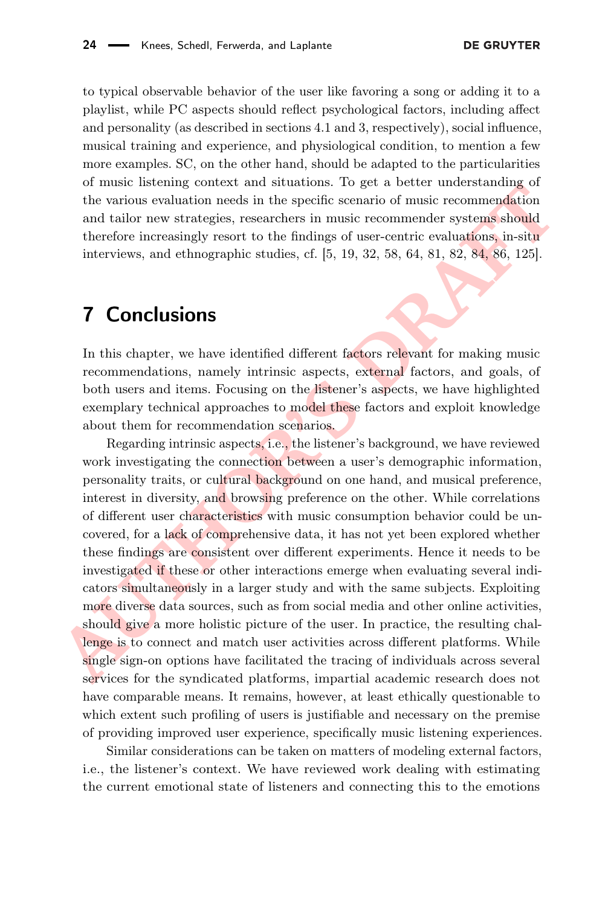to typical observable behavior of the user like favoring a song or adding it to a playlist, while PC aspects should reflect psychological factors, including affect and personality (as described in sections 4.1 and 3, respectively), social influence, musical training and experience, and physiological condition, to mention a few more examples. SC, on the other hand, should be adapted to the particularities of music listening context and situations. To get a better understanding of the various evaluation needs in the specific scenario of music recommendation and tailor new strategies, researchers in music recommender systems should therefore increasingly resort to the findings of user-centric evaluations, in-situ interviews, and ethnographic studies, cf. [5, 19, 32, 58, 64, 81, 82, 84, 86, 125].

## 7 Conclusions

In this chapter, we have identified different factors relevant for making music recommendations, namely intrinsic aspects, external factors, and goals, of both users and items. Focusing on the listener's aspects, we have highlighted exemplary technical approaches to model these factors and exploit knowledge about them for recommendation scenarios.

Regarding intrinsic aspects, i.e., the listener's background, we have reviewed work investigating the connection between a user's demographic information, personality traits, or cultural background on one hand, and musical preference, interest in diversity, and browsing preference on the other. While correlations of different user characteristics with music consumption behavior could be uncovered, for a lack of comprehensive data, it has not yet been explored whether these findings are consistent over different experiments. Hence it needs to be investigated if these or other interactions emerge when evaluating several indicators simultaneously in a larger study and with the same subjects. Exploiting more diverse data sources, such as from social media and other online activities, should give a more holistic picture of the user. In practice, the resulting challenge is to connect and match user activities across different platforms. While single sign-on options have facilitated the tracing of individuals across several services for the syndicated platforms, impartial academic research does not have comparable means. It remains, however, at least ethically questionable to which extent such profiling of users is justifiable and necessary on the premise of providing improved user experience, specifically music listening experiences.

Similar considerations can be taken on matters of modeling external factors, i.e., the listener's context. We have reviewed work dealing with estimating the current emotional state of listeners and connecting this to the emotions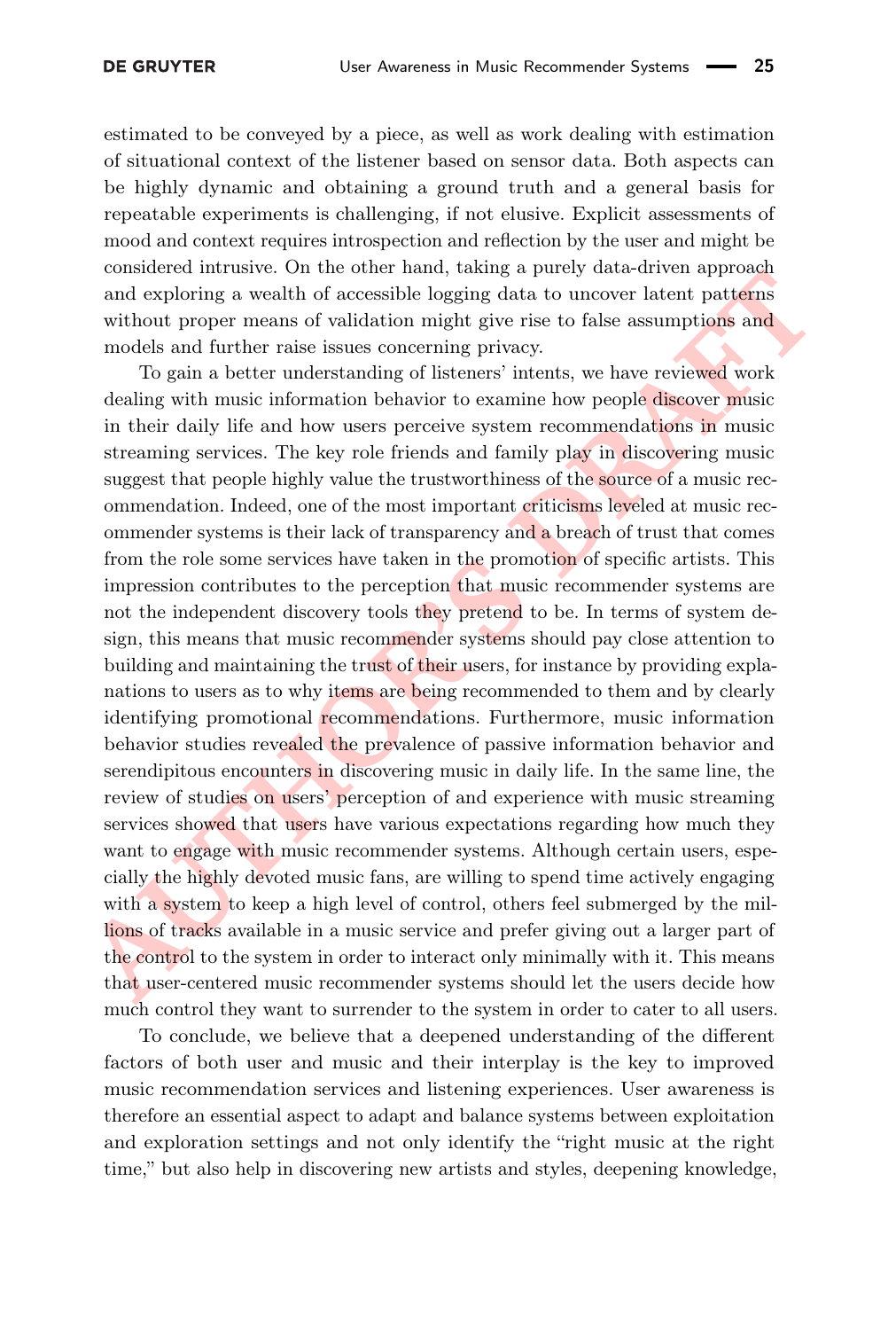estimated to be conveyed by a piece, as well as work dealing with estimation of situational context of the listener based on sensor data. Both aspects can be highly dynamic and obtaining a ground truth and a general basis for repeatable experiments is challenging, if not elusive. Explicit assessments of mood and context requires introspection and reflection by the user and might be considered intrusive. On the other hand, taking a purely data-driven approach and exploring a wealth of accessible logging data to uncover latent patterns without proper means of validation might give rise to false assumptions and models and further raise issues concerning privacy.

To gain a better understanding of listeners' intents, we have reviewed work dealing with music information behavior to examine how people discover music in their daily life and how users perceive system recommendations in music streaming services. The key role friends and family play in discovering music suggest that people highly value the trustworthiness of the source of a music recommendation. Indeed, one of the most important criticisms leveled at music recommender systems is their lack of transparency and a breach of trust that comes from the role some services have taken in the promotion of specific artists. This impression contributes to the perception that music recommender systems are not the independent discovery tools they pretend to be. In terms of system design, this means that music recommender systems should pay close attention to building and maintaining the trust of their users, for instance by providing explanations to users as to why items are being recommended to them and by clearly identifying promotional recommendations. Furthermore, music information behavior studies revealed the prevalence of passive information behavior and serendipitous encounters in discovering music in daily life. In the same line, the review of studies on users' perception of and experience with music streaming services showed that users have various expectations regarding how much they want to engage with music recommender systems. Although certain users, especially the highly devoted music fans, are willing to spend time actively engaging with a system to keep a high level of control, others feel submerged by the millions of tracks available in a music service and prefer giving out a larger part of the control to the system in order to interact only minimally with it. This means that user-centered music recommender systems should let the users decide how much control they want to surrender to the system in order to cater to all users.

To conclude, we believe that a deepened understanding of the different factors of both user and music and their interplay is the key to improved music recommendation services and listening experiences. User awareness is therefore an essential aspect to adapt and balance systems between exploitation and exploration settings and not only identify the "right music at the right time," but also help in discovering new artists and styles, deepening knowledge,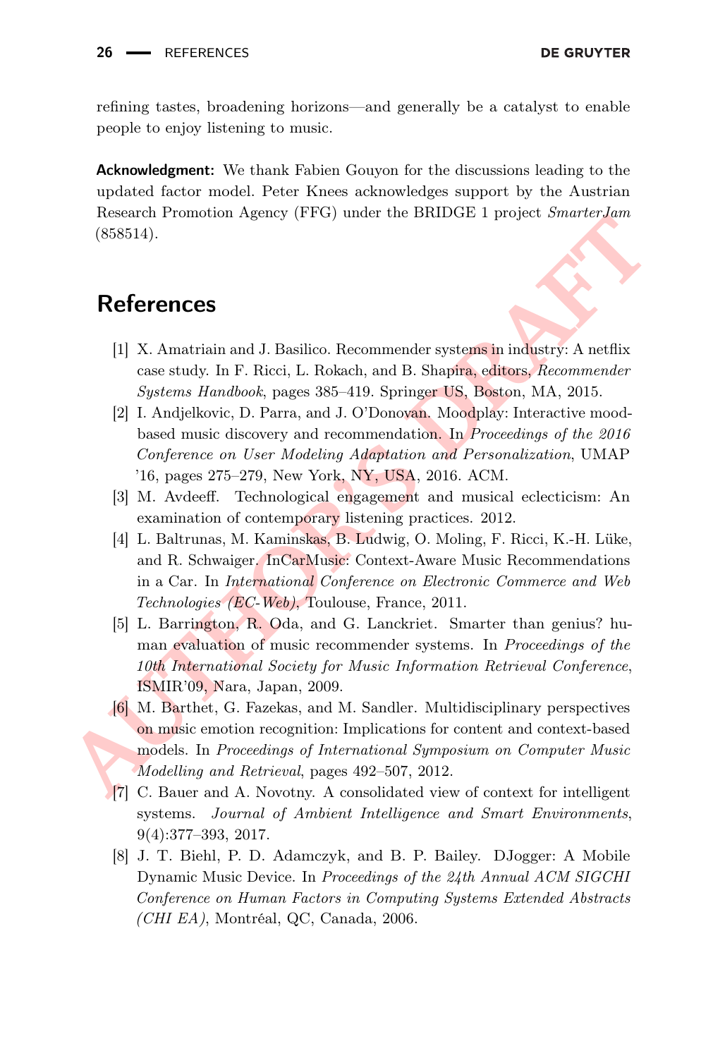refining tastes, broadening horizons—and generally be a catalyst to enable people to enjoy listening to music.

**Acknowledgment:** We thank Fabien Gouyon for the discussions leading to the updated factor model. Peter Knees acknowledges support by the Austrian Research Promotion Agency (FFG) under the BRIDGE 1 project *SmarterJam* (858514).

# References

[1] X. Amatriain and J. Basilico. Recommender systems in industry: A netflix case study. In F. Ricci, L. Rokach, and B. Shapira, editors, *Recommender Systems Handbook*, pages 385–419. Springer US, Boston, MA, 2015.

[2] I. Andjelkovic, D. Parra, and J. O'Donovan. Moodplay: Interactive mood-based music discovery and recommendation. In *Proceedings of the 2016 Conference on User Modeling Adaptation and Personalization*, UMAP '16, pages 275–279, New York, NY, USA, 2016. ACM.

[3] M. Avdeeff. Technological engagement and musical eclecticism: An examination of contemporary listening practices. 2012.

[4] L. Baltrunas, M. Kaminskas, B. Ludwig, O. Moling, F. Ricci, K.-H. Lüke, and R. Schwaiger. InCarMusic: Context-Aware Music Recommendations in a Car. In *International Conference on Electronic Commerce and Web Technologies (EC-Web)*, Toulouse, France, 2011.

[5] L. Barrington, R. Oda, and G. Lanckriet. Smarter than genius? human evaluation of music recommender systems. In *Proceedings of the 10th International Society for Music Information Retrieval Conference*, ISMIR'09, Nara, Japan, 2009.

[6] M. Barthet, G. Fazekas, and M. Sandler. Multidisciplinary perspectives on music emotion recognition: Implications for content and context-based models. In *Proceedings of International Symposium on Computer Music Modelling and Retrieval*, pages 492–507, 2012.

[7] C. Bauer and A. Novotny. A consolidated view of context for intelligent systems. *Journal of Ambient Intelligence and Smart Environments*, 9(4):377–393, 2017.

[8] J. T. Biehl, P. D. Adamczyk, and B. P. Bailey. DJogger: A Mobile Dynamic Music Device. In *Proceedings of the 24th Annual ACM SIGCHI Conference on Human Factors in Computing Systems Extended Abstracts (CHI EA)*, Montréal, QC, Canada, 2006.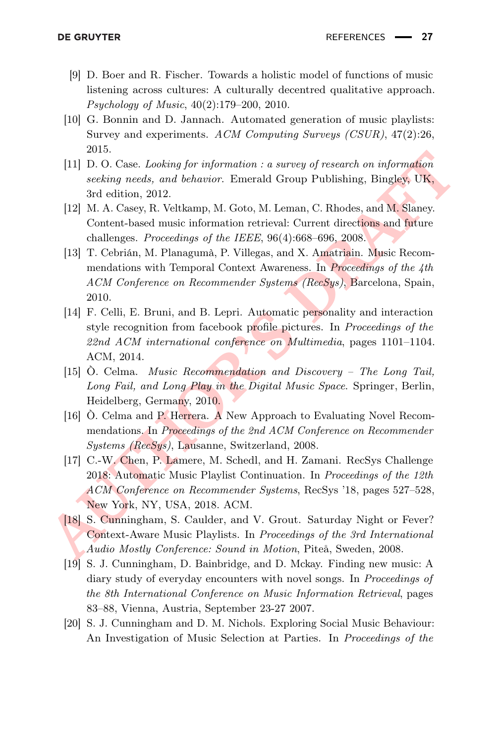[9] D. Boer and R. Fischer. Towards a holistic model of functions of music listening across cultures: A culturally decentred qualitative approach. *Psychology of Music*, 40(2):179–200, 2010.

[10] G. Bonnin and D. Jannach. Automated generation of music playlists: Survey and experiments. *ACM Computing Surveys (CSUR)*, 47(2):26, 2015.

[11] D. O. Case. *Looking for information : a survey of research on information seeking needs, and behavior*. Emerald Group Publishing, Bingley, UK, 3rd edition, 2012.

[12] M. A. Casey, R. Veltkamp, M. Goto, M. Leman, C. Rhodes, and M. Slaney. Content-based music information retrieval: Current directions and future challenges. *Proceedings of the IEEE*, 96(4):668–696, 2008.

[13] T. Cebrián, M. Planagumà, P. Villegas, and X. Amatriain. Music Recommendations with Temporal Context Awareness. In *Proceedings of the 4th ACM Conference on Recommender Systems (RecSys)*, Barcelona, Spain, 2010.

[14] F. Celli, E. Bruni, and B. Lepri. Automatic personality and interaction style recognition from facebook profile pictures. In *Proceedings of the 22nd ACM international conference on Multimedia*, pages 1101–1104. ACM, 2014.

[15] Ò. Celma. *Music Recommendation and Discovery – The Long Tail, Long Fail, and Long Play in the Digital Music Space*. Springer, Berlin, Heidelberg, Germany, 2010.

[16] Ò. Celma and P. Herrera. A New Approach to Evaluating Novel Recommendations. In *Proceedings of the 2nd ACM Conference on Recommender Systems (RecSys)*, Lausanne, Switzerland, 2008.

[17] C.-W. Chen, P. Lamere, M. Schedl, and H. Zamani. RecSys Challenge 2018: Automatic Music Playlist Continuation. In *Proceedings of the 12th ACM Conference on Recommender Systems*, RecSys '18, pages 527–528, New York, NY, USA, 2018. ACM.

[18] S. Cunningham, S. Caulder, and V. Grout. Saturday Night or Fever? Context-Aware Music Playlists. In *Proceedings of the 3rd International Audio Mostly Conference: Sound in Motion*, Piteå, Sweden, 2008.

[19] S. J. Cunningham, D. Bainbridge, and D. Mckay. Finding new music: A diary study of everyday encounters with novel songs. In *Proceedings of the 8th International Conference on Music Information Retrieval*, pages 83–88, Vienna, Austria, September 23-27 2007.

[20] S. J. Cunningham and D. M. Nichols. Exploring Social Music Behaviour: An Investigation of Music Selection at Parties. In *Proceedings of the*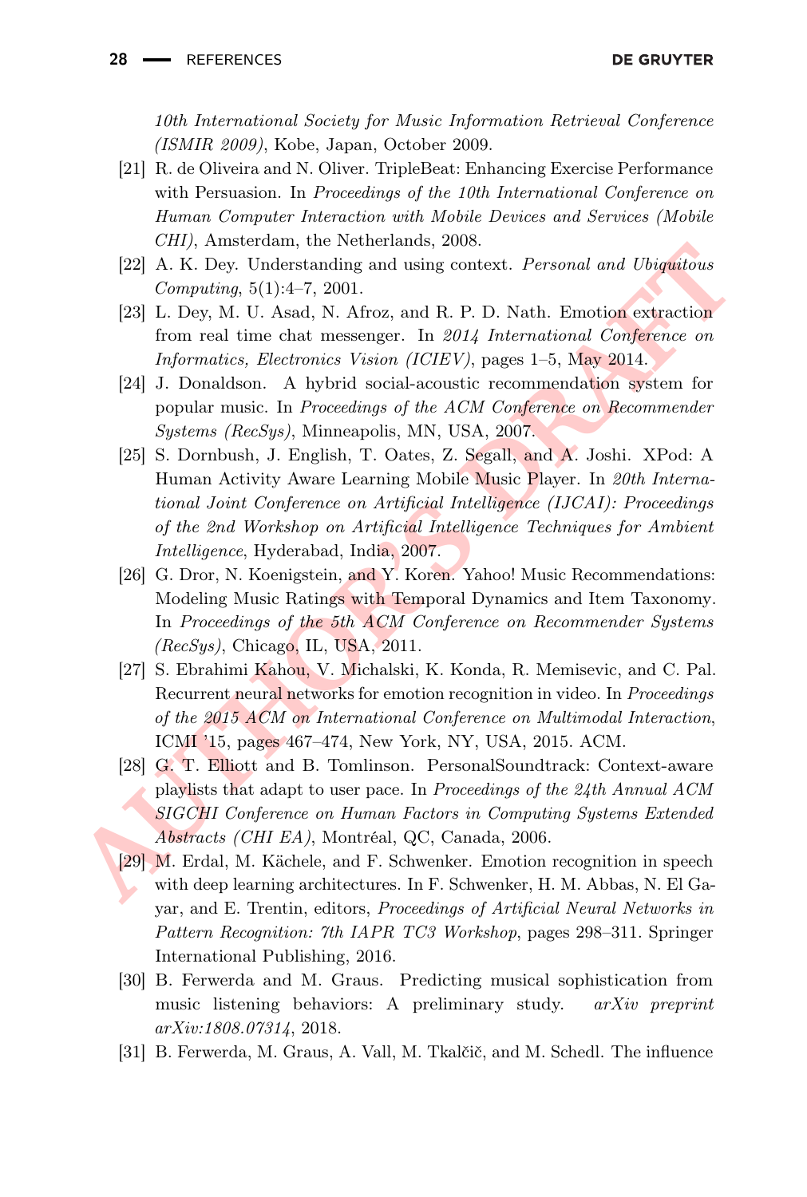*10th International Society for Music Information Retrieval Conference (ISMIR 2009)*, Kobe, Japan, October 2009.

[21] R. de Oliveira and N. Oliver. TripleBeat: Enhancing Exercise Performance with Persuasion. In *Proceedings of the 10th International Conference on Human Computer Interaction with Mobile Devices and Services (Mobile CHI)*, Amsterdam, the Netherlands, 2008.

[22] A. K. Dey. Understanding and using context. *Personal and Ubiquitous Computing*, 5(1):4–7, 2001.

[23] L. Dey, M. U. Asad, N. Afroz, and R. P. D. Nath. Emotion extraction from real time chat messenger. In *2014 International Conference on Informatics, Electronics Vision (ICIEV)*, pages 1–5, May 2014.

[24] J. Donaldson. A hybrid social-acoustic recommendation system for popular music. In *Proceedings of the ACM Conference on Recommender Systems (RecSys)*, Minneapolis, MN, USA, 2007.

[25] S. Dornbush, J. English, T. Oates, Z. Segall, and A. Joshi. XPod: A Human Activity Aware Learning Mobile Music Player. In *20th International Joint Conference on Artificial Intelligence (IJCAI): Proceedings of the 2nd Workshop on Artificial Intelligence Techniques for Ambient Intelligence*, Hyderabad, India, 2007.

[26] G. Dror, N. Koenigstein, and Y. Koren. Yahoo! Music Recommendations: Modeling Music Ratings with Temporal Dynamics and Item Taxonomy. In *Proceedings of the 5th ACM Conference on Recommender Systems (RecSys)*, Chicago, IL, USA, 2011.

[27] S. Ebrahimi Kahou, V. Michalski, K. Konda, R. Memisevic, and C. Pal. Recurrent neural networks for emotion recognition in video. In *Proceedings of the 2015 ACM on International Conference on Multimodal Interaction*, ICMI '15, pages 467–474, New York, NY, USA, 2015. ACM.

[28] G. T. Elliott and B. Tomlinson. PersonalSoundtrack: Context-aware playlists that adapt to user pace. In *Proceedings of the 24th Annual ACM SIGCHI Conference on Human Factors in Computing Systems Extended Abstracts (CHI EA)*, Montréal, QC, Canada, 2006.

[29] M. Erdal, M. Kächele, and F. Schwenker. Emotion recognition in speech with deep learning architectures. In F. Schwenker, H. M. Abbas, N. El Gayar, and E. Trentin, editors, *Proceedings of Artificial Neural Networks in Pattern Recognition: 7th IAPR TC3 Workshop*, pages 298–311. Springer International Publishing, 2016.

[30] B. Ferwerda and M. Graus. Predicting musical sophistication from music listening behaviors: A preliminary study. *arXiv preprint arXiv:1808.07314*, 2018.

[31] B. Ferwerda, M. Graus, A. Vall, M. Tkalčič, and M. Schedl. The influence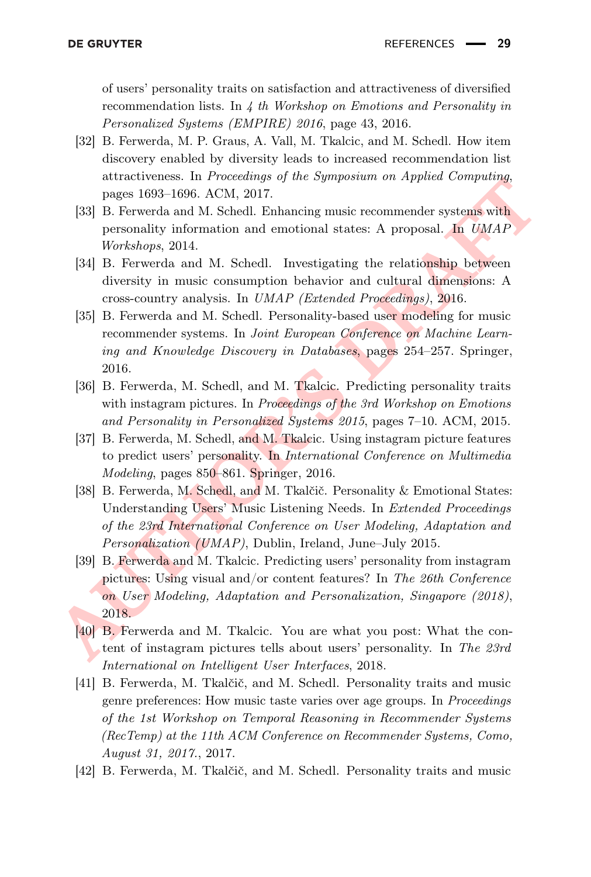of users' personality traits on satisfaction and attractiveness of diversified recommendation lists. In *4 th Workshop on Emotions and Personality in Personalized Systems (EMPIRE) 2016*, page 43, 2016.

[32] B. Ferwerda, M. P. Graus, A. Vall, M. Tkalcic, and M. Schedl. How item discovery enabled by diversity leads to increased recommendation list attractiveness. In *Proceedings of the Symposium on Applied Computing*, pages 1693–1696. ACM, 2017.

[33] B. Ferwerda and M. Schedl. Enhancing music recommender systems with personality information and emotional states: A proposal. In *UMAP Workshops*, 2014.

[34] B. Ferwerda and M. Schedl. Investigating the relationship between diversity in music consumption behavior and cultural dimensions: A cross-country analysis. In *UMAP (Extended Proceedings)*, 2016.

[35] B. Ferwerda and M. Schedl. Personality-based user modeling for music recommender systems. In *Joint European Conference on Machine Learning and Knowledge Discovery in Databases*, pages 254–257. Springer, 2016.

[36] B. Ferwerda, M. Schedl, and M. Tkalcic. Predicting personality traits with instagram pictures. In *Proceedings of the 3rd Workshop on Emotions and Personality in Personalized Systems 2015*, pages 7–10. ACM, 2015.

[37] B. Ferwerda, M. Schedl, and M. Tkalcic. Using instagram picture features to predict users' personality. In *International Conference on Multimedia Modeling*, pages 850–861. Springer, 2016.

[38] B. Ferwerda, M. Schedl, and M. Tkalčič. Personality & Emotional States: Understanding Users' Music Listening Needs. In *Extended Proceedings of the 23rd International Conference on User Modeling, Adaptation and Personalization (UMAP)*, Dublin, Ireland, June–July 2015.

[39] B. Ferwerda and M. Tkalcic. Predicting users' personality from instagram pictures: Using visual and/or content features? In *The 26th Conference on User Modeling, Adaptation and Personalization, Singapore (2018)*, 2018.

[40] B. Ferwerda and M. Tkalcic. You are what you post: What the content of instagram pictures tells about users' personality. In *The 23rd International on Intelligent User Interfaces*, 2018.

[41] B. Ferwerda, M. Tkalčič, and M. Schedl. Personality traits and music genre preferences: How music taste varies over age groups. In *Proceedings of the 1st Workshop on Temporal Reasoning in Recommender Systems (RecTemp) at the 11th ACM Conference on Recommender Systems, Como, August 31, 2017.*, 2017.

[42] B. Ferwerda, M. Tkalčič, and M. Schedl. Personality traits and music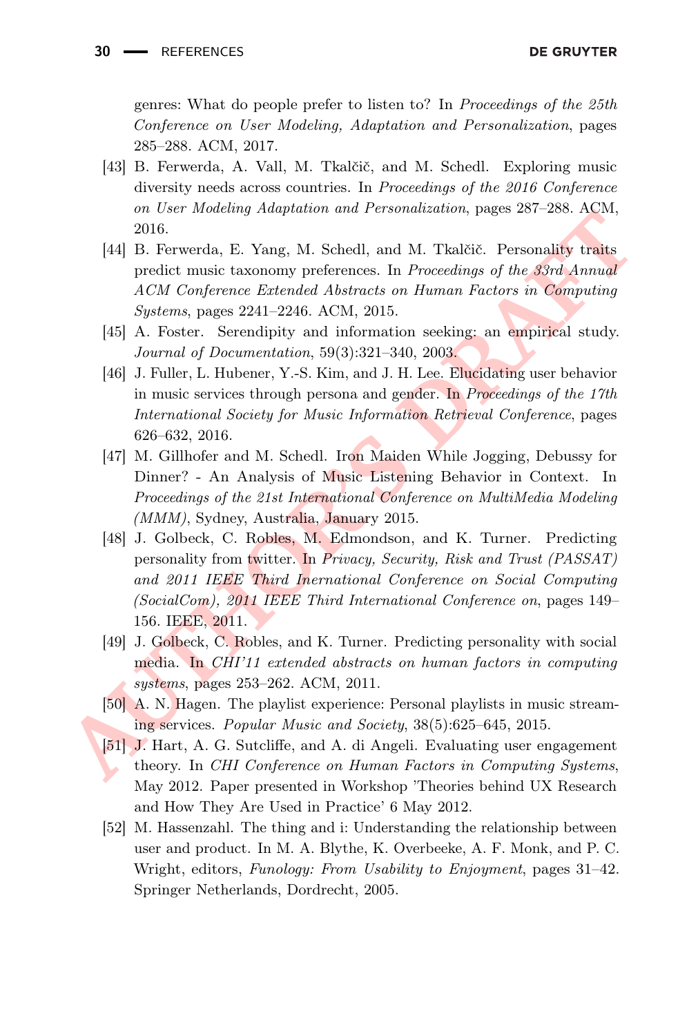genres: What do people prefer to listen to? In *Proceedings of the 25th Conference on User Modeling, Adaptation and Personalization*, pages 285–288. ACM, 2017.

[43] B. Ferwerda, A. Vall, M. Tkalčič, and M. Schedl. Exploring music diversity needs across countries. In *Proceedings of the 2016 Conference on User Modeling Adaptation and Personalization*, pages 287–288. ACM, 2016.

[44] B. Ferwerda, E. Yang, M. Schedl, and M. Tkalčič. Personality traits predict music taxonomy preferences. In *Proceedings of the 33rd Annual ACM Conference Extended Abstracts on Human Factors in Computing Systems*, pages 2241–2246. ACM, 2015.

[45] A. Foster. Serendipity and information seeking: an empirical study. *Journal of Documentation*, 59(3):321–340, 2003.

[46] J. Fuller, L. Hubener, Y.-S. Kim, and J. H. Lee. Elucidating user behavior in music services through persona and gender. In *Proceedings of the 17th International Society for Music Information Retrieval Conference*, pages 626–632, 2016.

[47] M. Gillhofer and M. Schedl. Iron Maiden While Jogging, Debussy for Dinner? - An Analysis of Music Listening Behavior in Context. In *Proceedings of the 21st International Conference on MultiMedia Modeling (MMM)*, Sydney, Australia, January 2015.

[48] J. Golbeck, C. Robles, M. Edmondson, and K. Turner. Predicting personality from twitter. In *Privacy, Security, Risk and Trust (PASSAT) and 2011 IEEE Third Inernational Conference on Social Computing (SocialCom), 2011 IEEE Third International Conference on*, pages 149–156. IEEE, 2011.

[49] J. Golbeck, C. Robles, and K. Turner. Predicting personality with social media. In *CHI'11 extended abstracts on human factors in computing systems*, pages 253–262. ACM, 2011.

[50] A. N. Hagen. The playlist experience: Personal playlists in music streaming services. *Popular Music and Society*, 38(5):625–645, 2015.

[51] J. Hart, A. G. Sutcliffe, and A. di Angeli. Evaluating user engagement theory. In *CHI Conference on Human Factors in Computing Systems*, May 2012. Paper presented in Workshop 'Theories behind UX Research and How They Are Used in Practice' 6 May 2012.

[52] M. Hassenzahl. The thing and i: Understanding the relationship between user and product. In M. A. Blythe, K. Overbeeke, A. F. Monk, and P. C. Wright, editors, *Funology: From Usability to Enjoyment*, pages 31–42. Springer Netherlands, Dordrecht, 2005.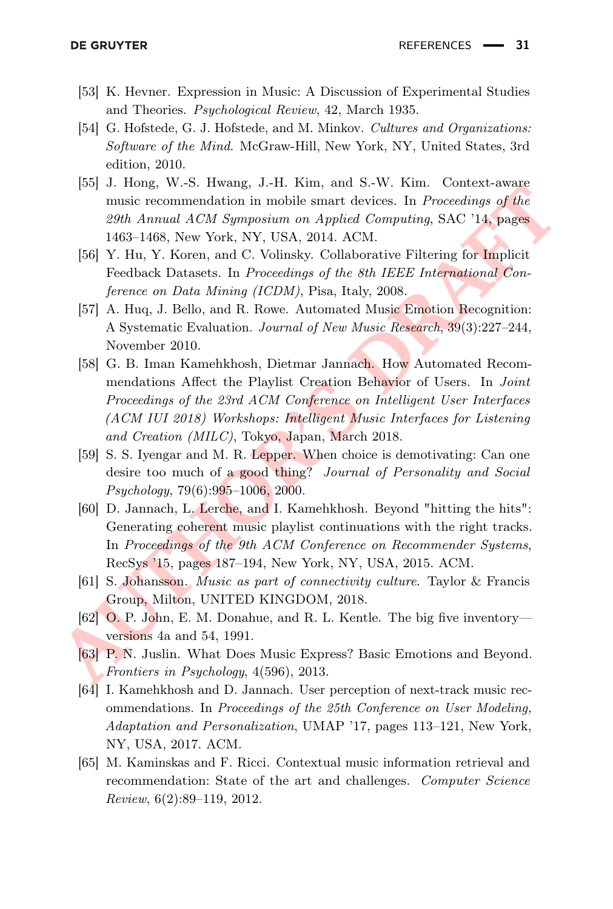[53] K. Hevner. Expression in Music: A Discussion of Experimental Studies and Theories. *Psychological Review*, 42, March 1935.

[54] G. Hofstede, G. J. Hofstede, and M. Minkov. *Cultures and Organizations: Software of the Mind*. McGraw-Hill, New York, NY, United States, 3rd edition, 2010.

[55] J. Hong, W.-S. Hwang, J.-H. Kim, and S.-W. Kim. Context-aware music recommendation in mobile smart devices. In *Proceedings of the 29th Annual ACM Symposium on Applied Computing*, SAC '14, pages 1463–1468, New York, NY, USA, 2014. ACM.

[56] Y. Hu, Y. Koren, and C. Volinsky. Collaborative Filtering for Implicit Feedback Datasets. In *Proceedings of the 8th IEEE International Conference on Data Mining (ICDM)*, Pisa, Italy, 2008.

[57] A. Huq, J. Bello, and R. Rowe. Automated Music Emotion Recognition: A Systematic Evaluation. *Journal of New Music Research*, 39(3):227–244, November 2010.

[58] G. B. Iman Kamehkhosh, Dietmar Jannach. How Automated Recommendations Affect the Playlist Creation Behavior of Users. In *Joint Proceedings of the 23rd ACM Conference on Intelligent User Interfaces (ACM IUI 2018) Workshops: Intelligent Music Interfaces for Listening and Creation (MILC)*, Tokyo, Japan, March 2018.

[59] S. S. Iyengar and M. R. Lepper. When choice is demotivating: Can one desire too much of a good thing? *Journal of Personality and Social Psychology*, 79(6):995–1006, 2000.

[60] D. Jannach, L. Lerche, and I. Kamehkhosh. Beyond "hitting the hits": Generating coherent music playlist continuations with the right tracks. In *Proceedings of the 9th ACM Conference on Recommender Systems*, RecSys '15, pages 187–194, New York, NY, USA, 2015. ACM.

[61] S. Johansson. *Music as part of connectivity culture*. Taylor & Francis Group, Milton, UNITED KINGDOM, 2018.

[62] O. P. John, E. M. Donahue, and R. L. Kentle. The big five inventory—versions 4a and 54, 1991.

[63] P. N. Juslin. What Does Music Express? Basic Emotions and Beyond. *Frontiers in Psychology*, 4(596), 2013.

[64] I. Kamehkhosh and D. Jannach. User perception of next-track music recommendations. In *Proceedings of the 25th Conference on User Modeling, Adaptation and Personalization*, UMAP '17, pages 113–121, New York, NY, USA, 2017. ACM.

[65] M. Kaminskas and F. Ricci. Contextual music information retrieval and recommendation: State of the art and challenges. *Computer Science Review*, 6(2):89–119, 2012.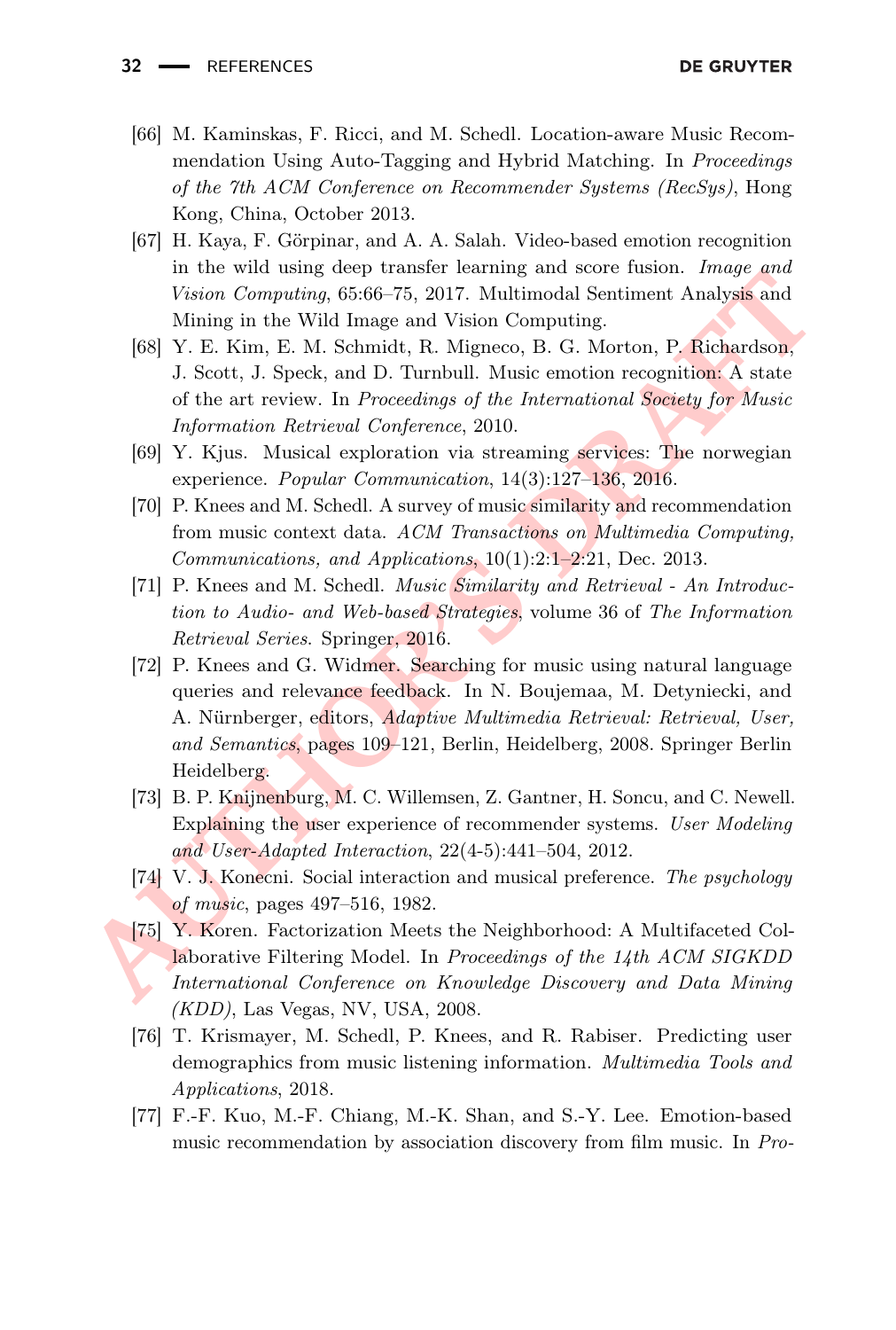[66] M. Kaminskas, F. Ricci, and M. Schedl. Location-aware Music Recommendation Using Auto-Tagging and Hybrid Matching. In *Proceedings of the 7th ACM Conference on Recommender Systems (RecSys)*, Hong Kong, China, October 2013.

[67] H. Kaya, F. Görpinar, and A. A. Salah. Video-based emotion recognition in the wild using deep transfer learning and score fusion. *Image and Vision Computing*, 65:66–75, 2017. Multimodal Sentiment Analysis and Mining in the Wild Image and Vision Computing.

[68] Y. E. Kim, E. M. Schmidt, R. Migneco, B. G. Morton, P. Richardson, J. Scott, J. Speck, and D. Turnbull. Music emotion recognition: A state of the art review. In *Proceedings of the International Society for Music Information Retrieval Conference*, 2010.

[69] Y. Kjus. Musical exploration via streaming services: The norwegian experience. *Popular Communication*, 14(3):127–136, 2016.

[70] P. Knees and M. Schedl. A survey of music similarity and recommendation from music context data. *ACM Transactions on Multimedia Computing, Communications, and Applications*, 10(1):2:1–2:21, Dec. 2013.

[71] P. Knees and M. Schedl. *Music Similarity and Retrieval - An Introduction to Audio- and Web-based Strategies*, volume 36 of *The Information Retrieval Series*. Springer, 2016.

[72] P. Knees and G. Widmer. Searching for music using natural language queries and relevance feedback. In N. Boujemaa, M. Detyniecki, and A. Nürnberger, editors, *Adaptive Multimedia Retrieval: Retrieval, User, and Semantics*, pages 109–121, Berlin, Heidelberg, 2008. Springer Berlin Heidelberg.

[73] B. P. Knijnenburg, M. C. Willemsen, Z. Gantner, H. Soncu, and C. Newell. Explaining the user experience of recommender systems. *User Modeling and User-Adapted Interaction*, 22(4-5):441–504, 2012.

[74] V. J. Konecni. Social interaction and musical preference. *The psychology of music*, pages 497–516, 1982.

[75] Y. Koren. Factorization Meets the Neighborhood: A Multifaceted Collaborative Filtering Model. In *Proceedings of the 14th ACM SIGKDD International Conference on Knowledge Discovery and Data Mining (KDD)*, Las Vegas, NV, USA, 2008.

[76] T. Krismayer, M. Schedl, P. Knees, and R. Rabiser. Predicting user demographics from music listening information. *Multimedia Tools and Applications*, 2018.

[77] F.-F. Kuo, M.-F. Chiang, M.-K. Shan, and S.-Y. Lee. Emotion-based music recommendation by association discovery from film music. In *Pro-*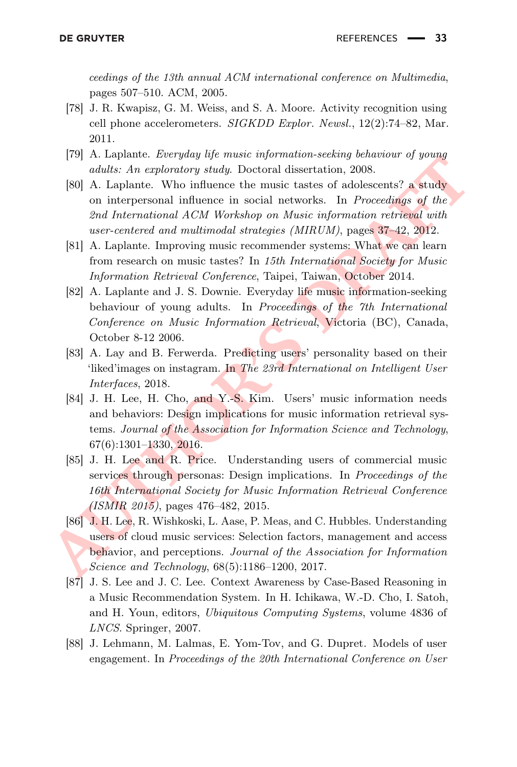ceedings of the 13th annual ACM international conference on Multimedia*, pages 507–510. ACM, 2005.

[78] J. R. Kwapisz, G. M. Weiss, and S. A. Moore. Activity recognition using cell phone accelerometers. *SIGKDD Explor. Newsl.*, 12(2):74–82, Mar. 2011.

[79] A. Laplante. *Everyday life music information-seeking behaviour of young adults: An exploratory study*. Doctoral dissertation, 2008.

[80] A. Laplante. Who influence the music tastes of adolescents? a study on interpersonal influence in social networks. In *Proceedings of the 2nd International ACM Workshop on Music information retrieval with user-centered and multimodal strategies (MIRUM)*, pages 37–42, 2012.

[81] A. Laplante. Improving music recommender systems: What we can learn from research on music tastes? In *15th International Society for Music Information Retrieval Conference*, Taipei, Taiwan, October 2014.

[82] A. Laplante and J. S. Downie. Everyday life music information-seeking behaviour of young adults. In *Proceedings of the 7th International Conference on Music Information Retrieval*, Victoria (BC), Canada, October 8-12 2006.

[83] A. Lay and B. Ferwerda. Predicting users' personality based on their 'liked'images on instagram. In *The 23rd International on Intelligent User Interfaces*, 2018.

[84] J. H. Lee, H. Cho, and Y.-S. Kim. Users' music information needs and behaviors: Design implications for music information retrieval systems. *Journal of the Association for Information Science and Technology*, 67(6):1301–1330, 2016.

[85] J. H. Lee and R. Price. Understanding users of commercial music services through personas: Design implications. In *Proceedings of the 16th International Society for Music Information Retrieval Conference (ISMIR 2015)*, pages 476–482, 2015.

[86] J. H. Lee, R. Wishkoski, L. Aase, P. Meas, and C. Hubbles. Understanding users of cloud music services: Selection factors, management and access behavior, and perceptions. *Journal of the Association for Information Science and Technology*, 68(5):1186–1200, 2017.

[87] J. S. Lee and J. C. Lee. Context Awareness by Case-Based Reasoning in a Music Recommendation System. In H. Ichikawa, W.-D. Cho, I. Satoh, and H. Youn, editors, *Ubiquitous Computing Systems*, volume 4836 of *LNCS*. Springer, 2007.

[88] J. Lehmann, M. Lalmas, E. Yom-Tov, and G. Dupret. Models of user engagement. In *Proceedings of the 20th International Conference on User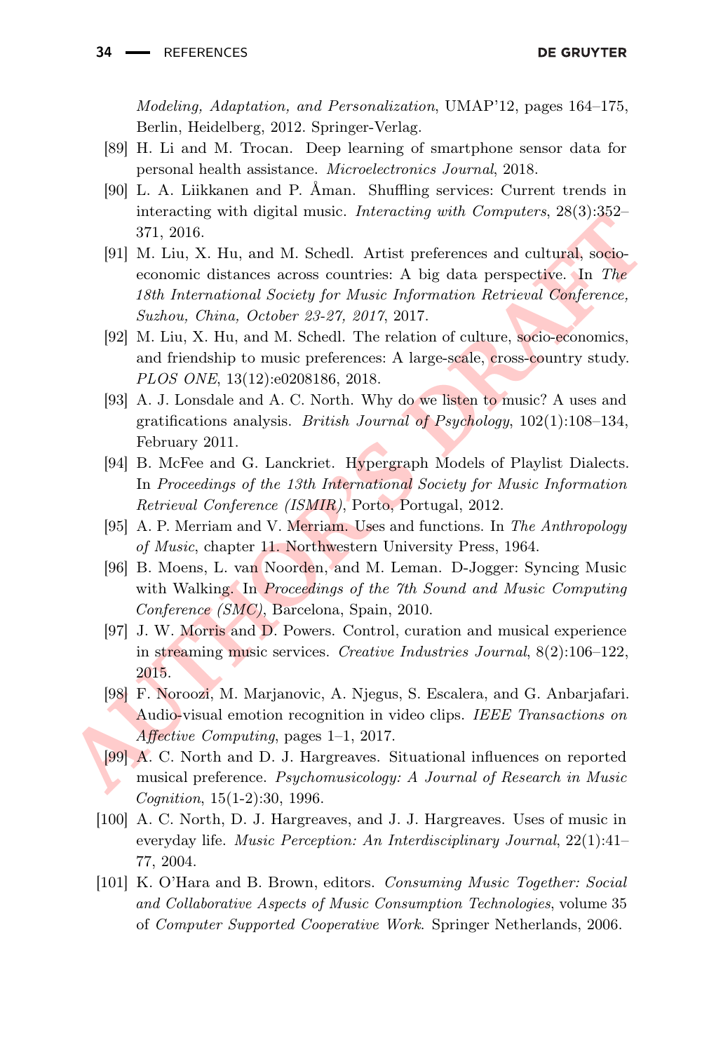*Modeling, Adaptation, and Personalization*, UMAP'12, pages 164–175, Berlin, Heidelberg, 2012. Springer-Verlag.

[89] H. Li and M. Trocan. Deep learning of smartphone sensor data for personal health assistance. *Microelectronics Journal*, 2018.

[90] L. A. Liikkanen and P. Åman. Shuffling services: Current trends in interacting with digital music. *Interacting with Computers*, 28(3):352–371, 2016.

[91] M. Liu, X. Hu, and M. Schedl. Artist preferences and cultural, socio-economic distances across countries: A big data perspective. In *The 18th International Society for Music Information Retrieval Conference, Suzhou, China, October 23-27, 2017*, 2017.

[92] M. Liu, X. Hu, and M. Schedl. The relation of culture, socio-economics, and friendship to music preferences: A large-scale, cross-country study. *PLOS ONE*, 13(12):e0208186, 2018.

[93] A. J. Lonsdale and A. C. North. Why do we listen to music? A uses and gratifications analysis. *British Journal of Psychology*, 102(1):108–134, February 2011.

[94] B. McFee and G. Lanckriet. Hypergraph Models of Playlist Dialects. In *Proceedings of the 13th International Society for Music Information Retrieval Conference (ISMIR)*, Porto, Portugal, 2012.

[95] A. P. Merriam and V. Merriam. Uses and functions. In *The Anthropology of Music*, chapter 11. Northwestern University Press, 1964.

[96] B. Moens, L. van Noorden, and M. Leman. D-Jogger: Syncing Music with Walking. In *Proceedings of the 7th Sound and Music Computing Conference (SMC)*, Barcelona, Spain, 2010.

[97] J. W. Morris and D. Powers. Control, curation and musical experience in streaming music services. *Creative Industries Journal*, 8(2):106–122, 2015.

[98] F. Noroozi, M. Marjanovic, A. Njegus, S. Escalera, and G. Anbarjafari. Audio-visual emotion recognition in video clips. *IEEE Transactions on Affective Computing*, pages 1–1, 2017.

[99] A. C. North and D. J. Hargreaves. Situational influences on reported musical preference. *Psychomusicology: A Journal of Research in Music Cognition*, 15(1-2):30, 1996.

[100] A. C. North, D. J. Hargreaves, and J. J. Hargreaves. Uses of music in everyday life. *Music Perception: An Interdisciplinary Journal*, 22(1):41–77, 2004.

[101] K. O'Hara and B. Brown, editors. *Consuming Music Together: Social and Collaborative Aspects of Music Consumption Technologies*, volume 35 of *Computer Supported Cooperative Work*. Springer Netherlands, 2006.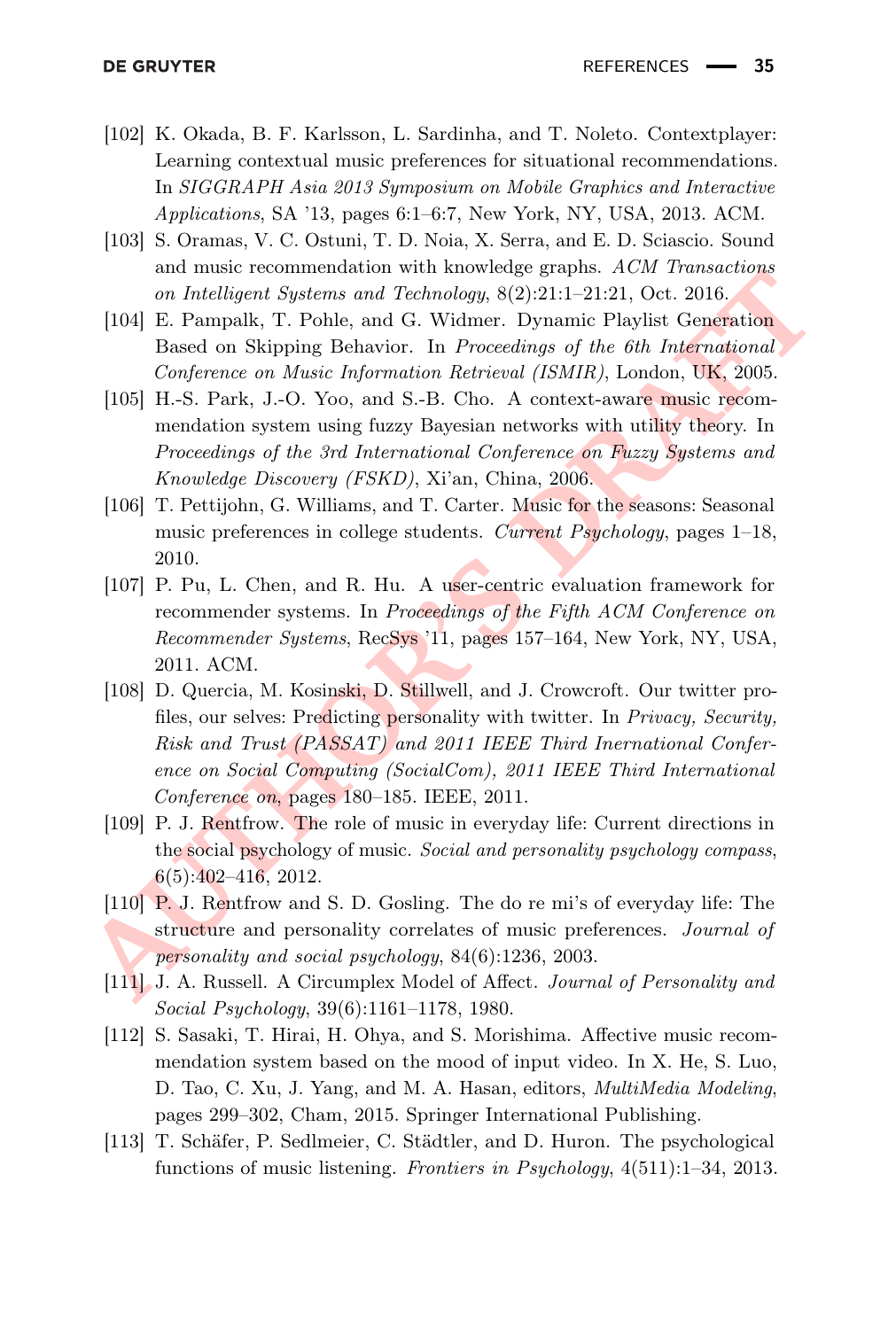[102] K. Okada, B. F. Karlsson, L. Sardinha, and T. Noleto. Contextplayer: Learning contextual music preferences for situational recommendations. In *SIGGRAPH Asia 2013 Symposium on Mobile Graphics and Interactive Applications*, SA '13, pages 6:1–6:7, New York, NY, USA, 2013. ACM.

[103] S. Oramas, V. C. Ostuni, T. D. Noia, X. Serra, and E. D. Sciascio. Sound and music recommendation with knowledge graphs. *ACM Transactions on Intelligent Systems and Technology*, 8(2):21:1–21:21, Oct. 2016.

[104] E. Pampalk, T. Pohle, and G. Widmer. Dynamic Playlist Generation Based on Skipping Behavior. In *Proceedings of the 6th International Conference on Music Information Retrieval (ISMIR)*, London, UK, 2005.

[105] H.-S. Park, J.-O. Yoo, and S.-B. Cho. A context-aware music recommendation system using fuzzy Bayesian networks with utility theory. In *Proceedings of the 3rd International Conference on Fuzzy Systems and Knowledge Discovery (FSKD)*, Xi'an, China, 2006.

[106] T. Pettijohn, G. Williams, and T. Carter. Music for the seasons: Seasonal music preferences in college students. *Current Psychology*, pages 1–18, 2010.

[107] P. Pu, L. Chen, and R. Hu. A user-centric evaluation framework for recommender systems. In *Proceedings of the Fifth ACM Conference on Recommender Systems*, RecSys '11, pages 157–164, New York, NY, USA, 2011. ACM.

[108] D. Quercia, M. Kosinski, D. Stillwell, and J. Crowcroft. Our twitter profiles, our selves: Predicting personality with twitter. In *Privacy, Security, Risk and Trust (PASSAT) and 2011 IEEE Third Inernational Conference on Social Computing (SocialCom), 2011 IEEE Third International Conference on*, pages 180–185. IEEE, 2011.

[109] P. J. Rentfrow. The role of music in everyday life: Current directions in the social psychology of music. *Social and personality psychology compass*, 6(5):402–416, 2012.

[110] P. J. Rentfrow and S. D. Gosling. The do re mi's of everyday life: The structure and personality correlates of music preferences. *Journal of personality and social psychology*, 84(6):1236, 2003.

[111] J. A. Russell. A Circumplex Model of Affect. *Journal of Personality and Social Psychology*, 39(6):1161–1178, 1980.

[112] S. Sasaki, T. Hirai, H. Ohya, and S. Morishima. Affective music recommendation system based on the mood of input video. In X. He, S. Luo, D. Tao, C. Xu, J. Yang, and M. A. Hasan, editors, *MultiMedia Modeling*, pages 299–302, Cham, 2015. Springer International Publishing.

[113] T. Schäfer, P. Sedlmeier, C. Städtler, and D. Huron. The psychological functions of music listening. *Frontiers in Psychology*, 4(511):1–34, 2013.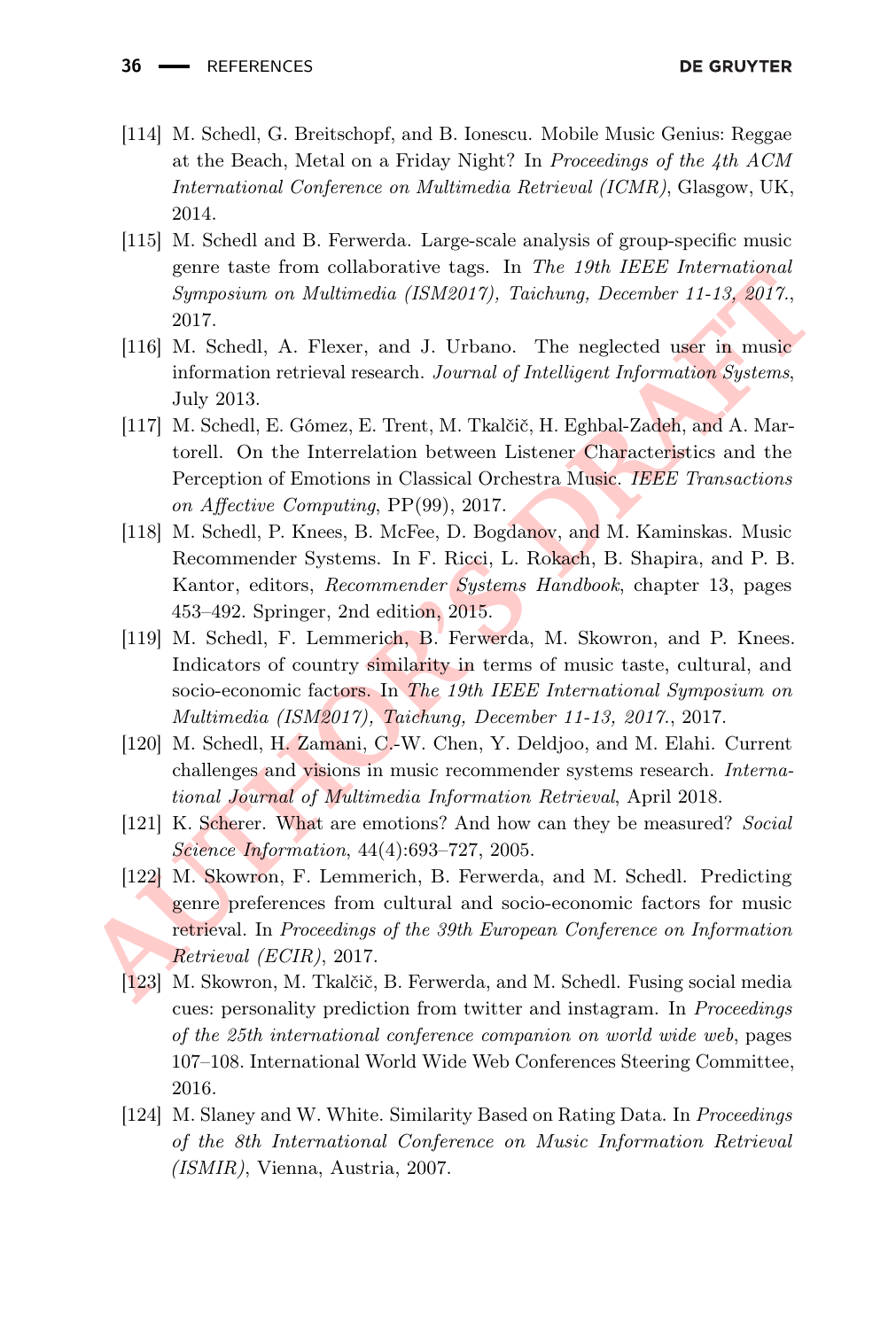[114] M. Schedl, G. Breitschopf, and B. Ionescu. Mobile Music Genius: Reggae at the Beach, Metal on a Friday Night? In *Proceedings of the 4th ACM International Conference on Multimedia Retrieval (ICMR)*, Glasgow, UK, 2014.

[115] M. Schedl and B. Ferwerda. Large-scale analysis of group-specific music genre taste from collaborative tags. In *The 19th IEEE International Symposium on Multimedia (ISM2017), Taichung, December 11-13, 2017.*, 2017.

[116] M. Schedl, A. Flexer, and J. Urbano. The neglected user in music information retrieval research. *Journal of Intelligent Information Systems*, July 2013.

[117] M. Schedl, E. Gómez, E. Trent, M. Tkalčič, H. Eghbal-Zadeh, and A. Martorell. On the Interrelation between Listener Characteristics and the Perception of Emotions in Classical Orchestra Music. *IEEE Transactions on Affective Computing*, PP(99), 2017.

[118] M. Schedl, P. Knees, B. McFee, D. Bogdanov, and M. Kaminskas. Music Recommender Systems. In F. Ricci, L. Rokach, B. Shapira, and P. B. Kantor, editors, *Recommender Systems Handbook*, chapter 13, pages 453–492. Springer, 2nd edition, 2015.

[119] M. Schedl, F. Lemmerich, B. Ferwerda, M. Skowron, and P. Knees. Indicators of country similarity in terms of music taste, cultural, and socio-economic factors. In *The 19th IEEE International Symposium on Multimedia (ISM2017), Taichung, December 11-13, 2017.*, 2017.

[120] M. Schedl, H. Zamani, C.-W. Chen, Y. Deldjoo, and M. Elahi. Current challenges and visions in music recommender systems research. *International Journal of Multimedia Information Retrieval*, April 2018.

[121] K. Scherer. What are emotions? And how can they be measured? *Social Science Information*, 44(4):693–727, 2005.

[122] M. Skowron, F. Lemmerich, B. Ferwerda, and M. Schedl. Predicting genre preferences from cultural and socio-economic factors for music retrieval. In *Proceedings of the 39th European Conference on Information Retrieval (ECIR)*, 2017.

[123] M. Skowron, M. Tkalčič, B. Ferwerda, and M. Schedl. Fusing social media cues: personality prediction from twitter and instagram. In *Proceedings of the 25th international conference companion on world wide web*, pages 107–108. International World Wide Web Conferences Steering Committee, 2016.

[124] M. Slaney and W. White. Similarity Based on Rating Data. In *Proceedings of the 8th International Conference on Music Information Retrieval (ISMIR)*, Vienna, Austria, 2007.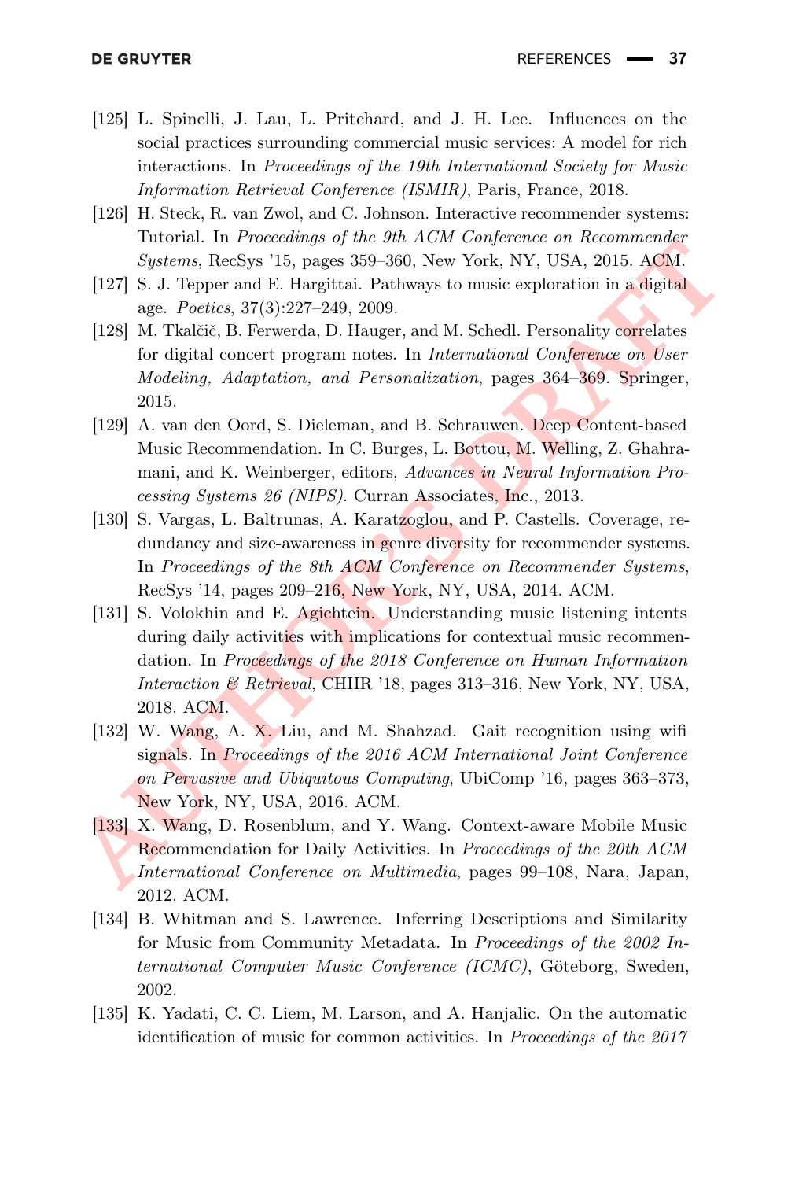[125] L. Spinelli, J. Lau, L. Pritchard, and J. H. Lee. Influences on the social practices surrounding commercial music services: A model for rich interactions. In *Proceedings of the 19th International Society for Music Information Retrieval Conference (ISMIR)*, Paris, France, 2018.

[126] H. Steck, R. van Zwol, and C. Johnson. Interactive recommender systems: Tutorial. In *Proceedings of the 9th ACM Conference on Recommender Systems*, RecSys '15, pages 359–360, New York, NY, USA, 2015. ACM.

[127] S. J. Tepper and E. Hargittai. Pathways to music exploration in a digital age. *Poetics*, 37(3):227–249, 2009.

[128] M. Tkalčič, B. Ferwerda, D. Hauger, and M. Schedl. Personality correlates for digital concert program notes. In *International Conference on User Modeling, Adaptation, and Personalization*, pages 364–369. Springer, 2015.

[129] A. van den Oord, S. Dieleman, and B. Schrauwen. Deep Content-based Music Recommendation. In C. Burges, L. Bottou, M. Welling, Z. Ghahramani, and K. Weinberger, editors, *Advances in Neural Information Processing Systems 26 (NIPS)*. Curran Associates, Inc., 2013.

[130] S. Vargas, L. Baltrunas, A. Karatzoglou, and P. Castells. Coverage, redundancy and size-awareness in genre diversity for recommender systems. In *Proceedings of the 8th ACM Conference on Recommender Systems*, RecSys '14, pages 209–216, New York, NY, USA, 2014. ACM.

[131] S. Volokhin and E. Agichtein. Understanding music listening intents during daily activities with implications for contextual music recommendation. In *Proceedings of the 2018 Conference on Human Information Interaction & Retrieval*, CHIIR '18, pages 313–316, New York, NY, USA, 2018. ACM.

[132] W. Wang, A. X. Liu, and M. Shahzad. Gait recognition using wifi signals. In *Proceedings of the 2016 ACM International Joint Conference on Pervasive and Ubiquitous Computing*, UbiComp '16, pages 363–373, New York, NY, USA, 2016. ACM.

[133] X. Wang, D. Rosenblum, and Y. Wang. Context-aware Mobile Music Recommendation for Daily Activities. In *Proceedings of the 20th ACM International Conference on Multimedia*, pages 99–108, Nara, Japan, 2012. ACM.

[134] B. Whitman and S. Lawrence. Inferring Descriptions and Similarity for Music from Community Metadata. In *Proceedings of the 2002 International Computer Music Conference (ICMC)*, Göteborg, Sweden, 2002.

[135] K. Yadati, C. C. Liem, M. Larson, and A. Hanjalic. On the automatic identification of music for common activities. In *Proceedings of the 2017*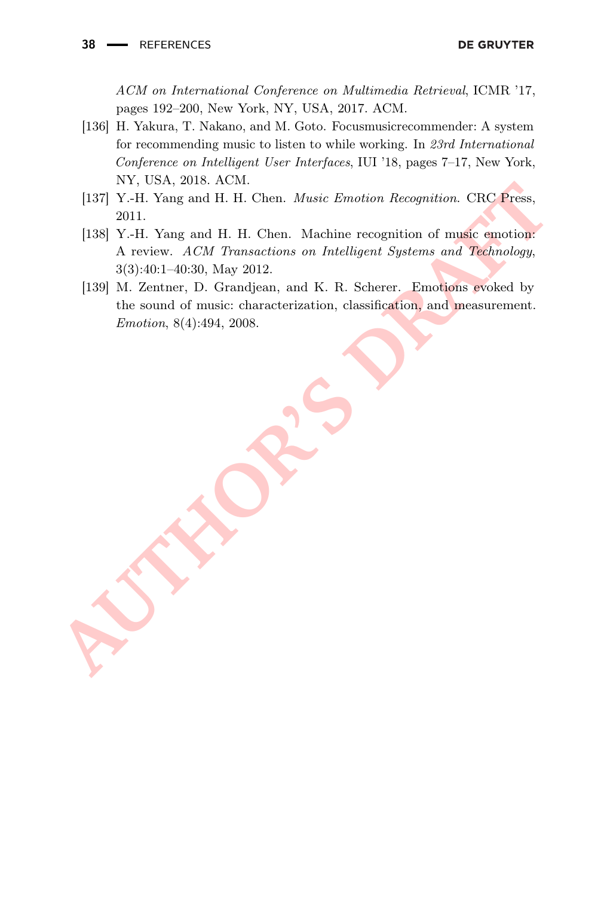*ACM on International Conference on Multimedia Retrieval*, ICMR '17, pages 192–200, New York, NY, USA, 2017. ACM.

[136] H. Yakura, T. Nakano, and M. Goto. Focusmusicrecommender: A system for recommending music to listen to while working. In *23rd International Conference on Intelligent User Interfaces*, IUI '18, pages 7–17, New York, NY, USA, 2018. ACM.

[137] Y.-H. Yang and H. H. Chen. *Music Emotion Recognition*. CRC Press, 2011.

[138] Y.-H. Yang and H. H. Chen. Machine recognition of music emotion: A review. *ACM Transactions on Intelligent Systems and Technology*, 3(3):40:1–40:30, May 2012.

[139] M. Zentner, D. Grandjean, and K. R. Scherer. Emotions evoked by the sound of music: characterization, classification, and measurement. *Emotion*, 8(4):494, 2008.